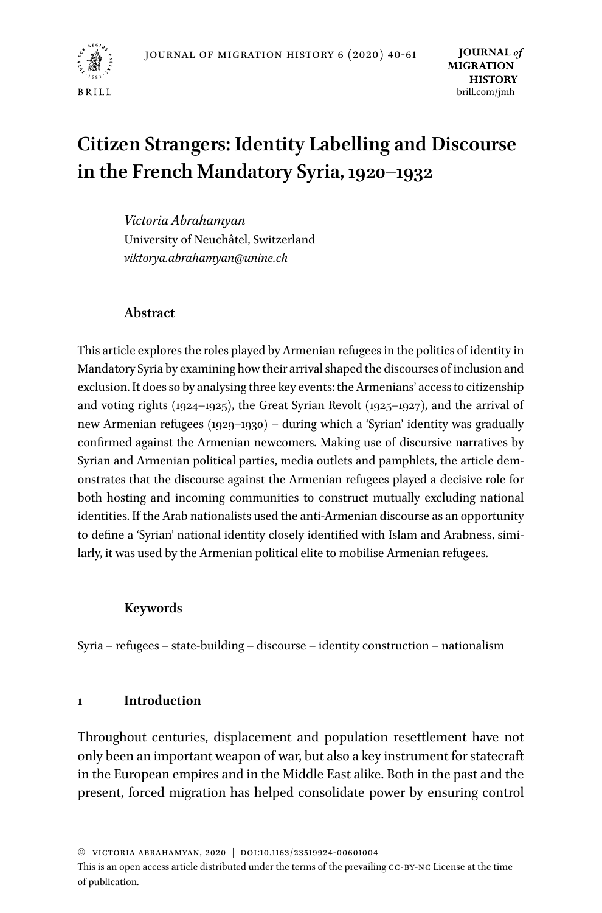# Citizen Strangers: Identity Labelling and Discourse in the French Mandatory Syria, 1920–1932

*Victoria Abrahamyan*
University of Neuchâtel, Switzerland
*viktorya.abrahamyan@unine.ch*

## Abstract

This article explores the roles played by Armenian refugees in the politics of identity in Mandatory Syria by examining how their arrival shaped the discourses of inclusion and exclusion. It does so by analysing three key events: the Armenians' access to citizenship and voting rights (1924–1925), the Great Syrian Revolt (1925–1927), and the arrival of new Armenian refugees (1929–1930) – during which a 'Syrian' identity was gradually confirmed against the Armenian newcomers. Making use of discursive narratives by Syrian and Armenian political parties, media outlets and pamphlets, the article demonstrates that the discourse against the Armenian refugees played a decisive role for both hosting and incoming communities to construct mutually excluding national identities. If the Arab nationalists used the anti-Armenian discourse as an opportunity to define a 'Syrian' national identity closely identified with Islam and Arabness, similarly, it was used by the Armenian political elite to mobilise Armenian refugees.

## Keywords

Syria – refugees – state-building – discourse – identity construction – nationalism

## 1 Introduction

Throughout centuries, displacement and population resettlement have not only been an important weapon of war, but also a key instrument for statecraft in the European empires and in the Middle East alike. Both in the past and the present, forced migration has helped consolidate power by ensuring control

© Victoria Abrahamyan, 2020 | doi:10.1163/23519924-00601004
This is an open access article distributed under the terms of the prevailing CC-BY-NC License at the time of publication.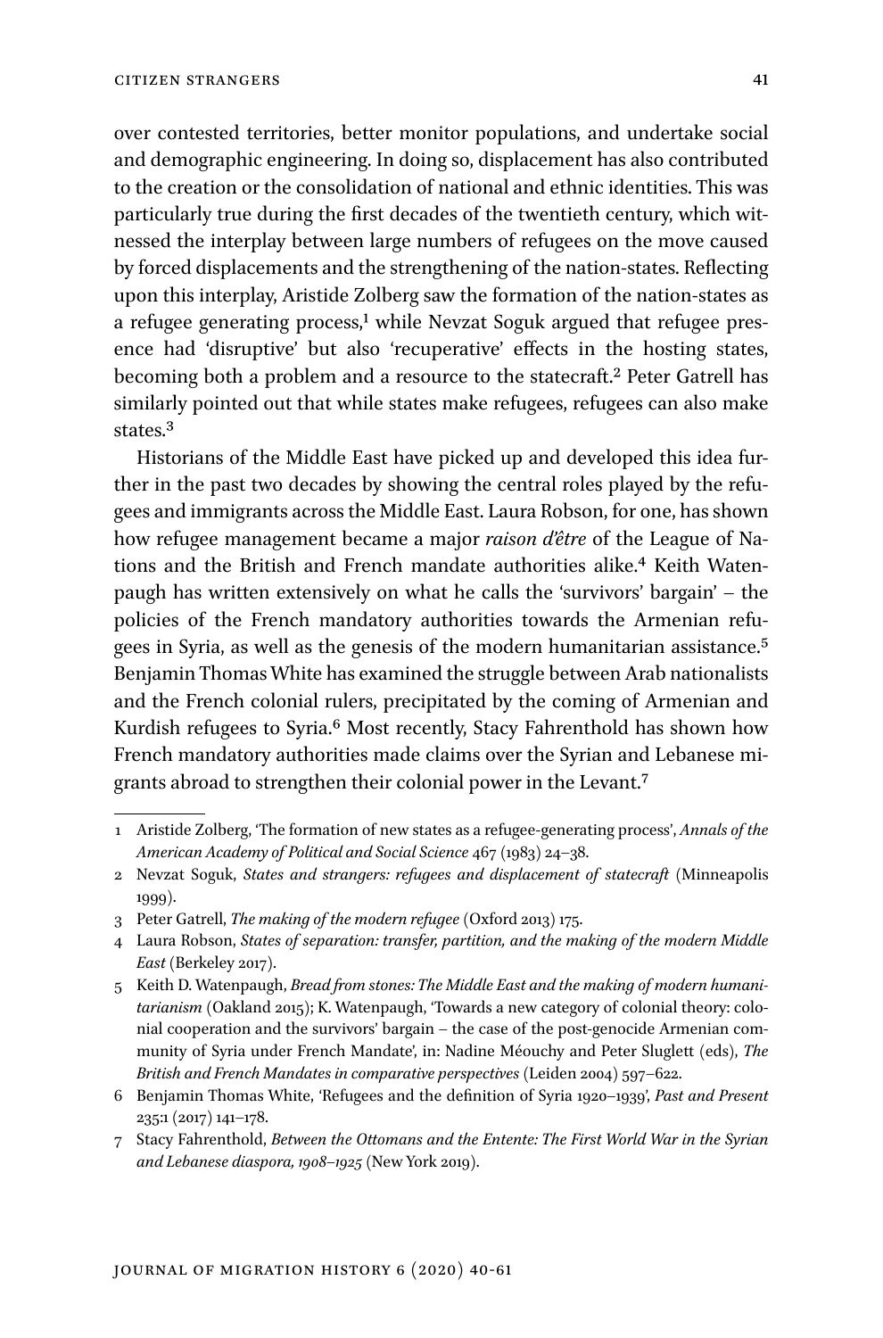over contested territories, better monitor populations, and undertake social and demographic engineering. In doing so, displacement has also contributed to the creation or the consolidation of national and ethnic identities. This was particularly true during the first decades of the twentieth century, which witnessed the interplay between large numbers of refugees on the move caused by forced displacements and the strengthening of the nation-states. Reflecting upon this interplay, Aristide Zolberg saw the formation of the nation-states as a refugee generating process,[1] while Nevzat Soguk argued that refugee presence had 'disruptive' but also 'recuperative' effects in the hosting states, becoming both a problem and a resource to the statecraft.[2] Peter Gatrell has similarly pointed out that while states make refugees, refugees can also make states.[3]

Historians of the Middle East have picked up and developed this idea further in the past two decades by showing the central roles played by the refugees and immigrants across the Middle East. Laura Robson, for one, has shown how refugee management became a major *raison d'être* of the League of Nations and the British and French mandate authorities alike.[4] Keith Watenpaugh has written extensively on what he calls the 'survivors' bargain' – the policies of the French mandatory authorities towards the Armenian refugees in Syria, as well as the genesis of the modern humanitarian assistance.[5] Benjamin Thomas White has examined the struggle between Arab nationalists and the French colonial rulers, precipitated by the coming of Armenian and Kurdish refugees to Syria.[6] Most recently, Stacy Fahrenthold has shown how French mandatory authorities made claims over the Syrian and Lebanese migrants abroad to strengthen their colonial power in the Levant.[7]

---

1 Aristide Zolberg, 'The formation of new states as a refugee-generating process', *Annals of the American Academy of Political and Social Science* 467 (1983) 24–38.

2 Nevzat Soguk, *States and strangers: refugees and displacement of statecraft* (Minneapolis 1999).

3 Peter Gatrell, *The making of the modern refugee* (Oxford 2013) 175.

4 Laura Robson, *States of separation: transfer, partition, and the making of the modern Middle East* (Berkeley 2017).

5 Keith D. Watenpaugh, *Bread from stones: The Middle East and the making of modern humanitarianism* (Oakland 2015); K. Watenpaugh, 'Towards a new category of colonial theory: colonial cooperation and the survivors' bargain – the case of the post-genocide Armenian community of Syria under French Mandate', in: Nadine Méouchy and Peter Sluglett (eds), *The British and French Mandates in comparative perspectives* (Leiden 2004) 597–622.

6 Benjamin Thomas White, 'Refugees and the definition of Syria 1920–1939', *Past and Present* 235:1 (2017) 141–178.

7 Stacy Fahrenthold, *Between the Ottomans and the Entente: The First World War in the Syrian and Lebanese diaspora, 1908–1925* (New York 2019).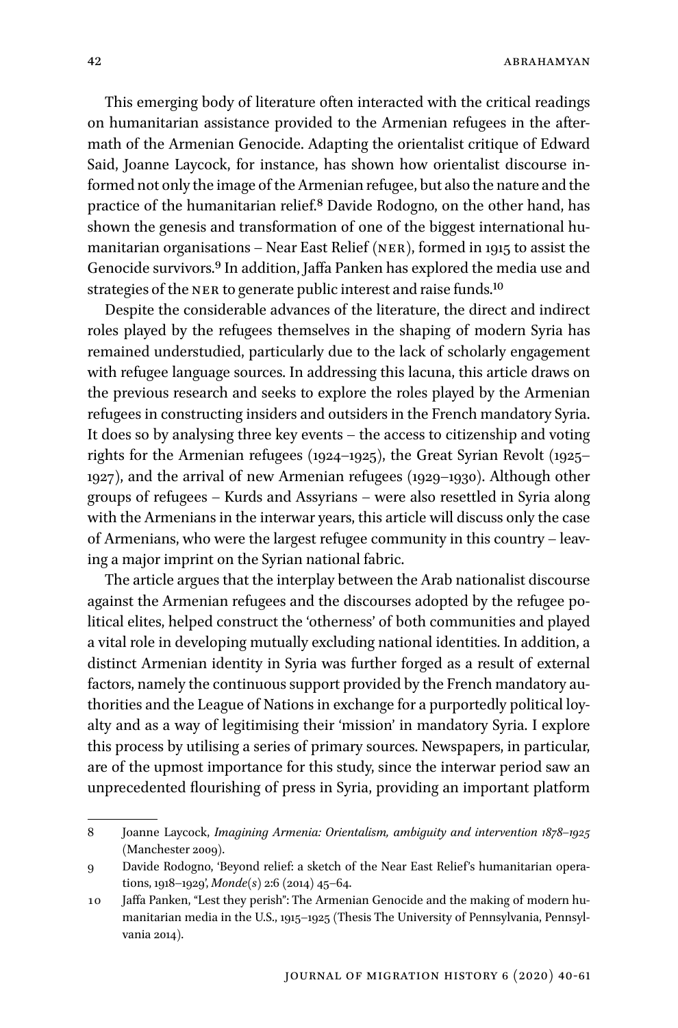This emerging body of literature often interacted with the critical readings on humanitarian assistance provided to the Armenian refugees in the aftermath of the Armenian Genocide. Adapting the orientalist critique of Edward Said, Joanne Laycock, for instance, has shown how orientalist discourse informed not only the image of the Armenian refugee, but also the nature and the practice of the humanitarian relief.[8] Davide Rodogno, on the other hand, has shown the genesis and transformation of one of the biggest international humanitarian organisations – Near East Relief (NER), formed in 1915 to assist the Genocide survivors.[9] In addition, Jaffa Panken has explored the media use and strategies of the NER to generate public interest and raise funds.[10]

Despite the considerable advances of the literature, the direct and indirect roles played by the refugees themselves in the shaping of modern Syria has remained understudied, particularly due to the lack of scholarly engagement with refugee language sources. In addressing this lacuna, this article draws on the previous research and seeks to explore the roles played by the Armenian refugees in constructing insiders and outsiders in the French mandatory Syria. It does so by analysing three key events – the access to citizenship and voting rights for the Armenian refugees (1924–1925), the Great Syrian Revolt (1925–1927), and the arrival of new Armenian refugees (1929–1930). Although other groups of refugees – Kurds and Assyrians – were also resettled in Syria along with the Armenians in the interwar years, this article will discuss only the case of Armenians, who were the largest refugee community in this country – leaving a major imprint on the Syrian national fabric.

The article argues that the interplay between the Arab nationalist discourse against the Armenian refugees and the discourses adopted by the refugee political elites, helped construct the 'otherness' of both communities and played a vital role in developing mutually excluding national identities. In addition, a distinct Armenian identity in Syria was further forged as a result of external factors, namely the continuous support provided by the French mandatory authorities and the League of Nations in exchange for a purportedly political loyalty and as a way of legitimising their 'mission' in mandatory Syria. I explore this process by utilising a series of primary sources. Newspapers, in particular, are of the upmost importance for this study, since the interwar period saw an unprecedented flourishing of press in Syria, providing an important platform

---

8 Joanne Laycock, *Imagining Armenia: Orientalism, ambiguity and intervention 1878–1925* (Manchester 2009).

9 Davide Rodogno, 'Beyond relief: a sketch of the Near East Relief's humanitarian operations, 1918–1929', *Monde(s)* 2:6 (2014) 45–64.

10 Jaffa Panken, "Lest they perish": The Armenian Genocide and the making of modern humanitarian media in the U.S., 1915–1925 (Thesis The University of Pennsylvania, Pennsylvania 2014).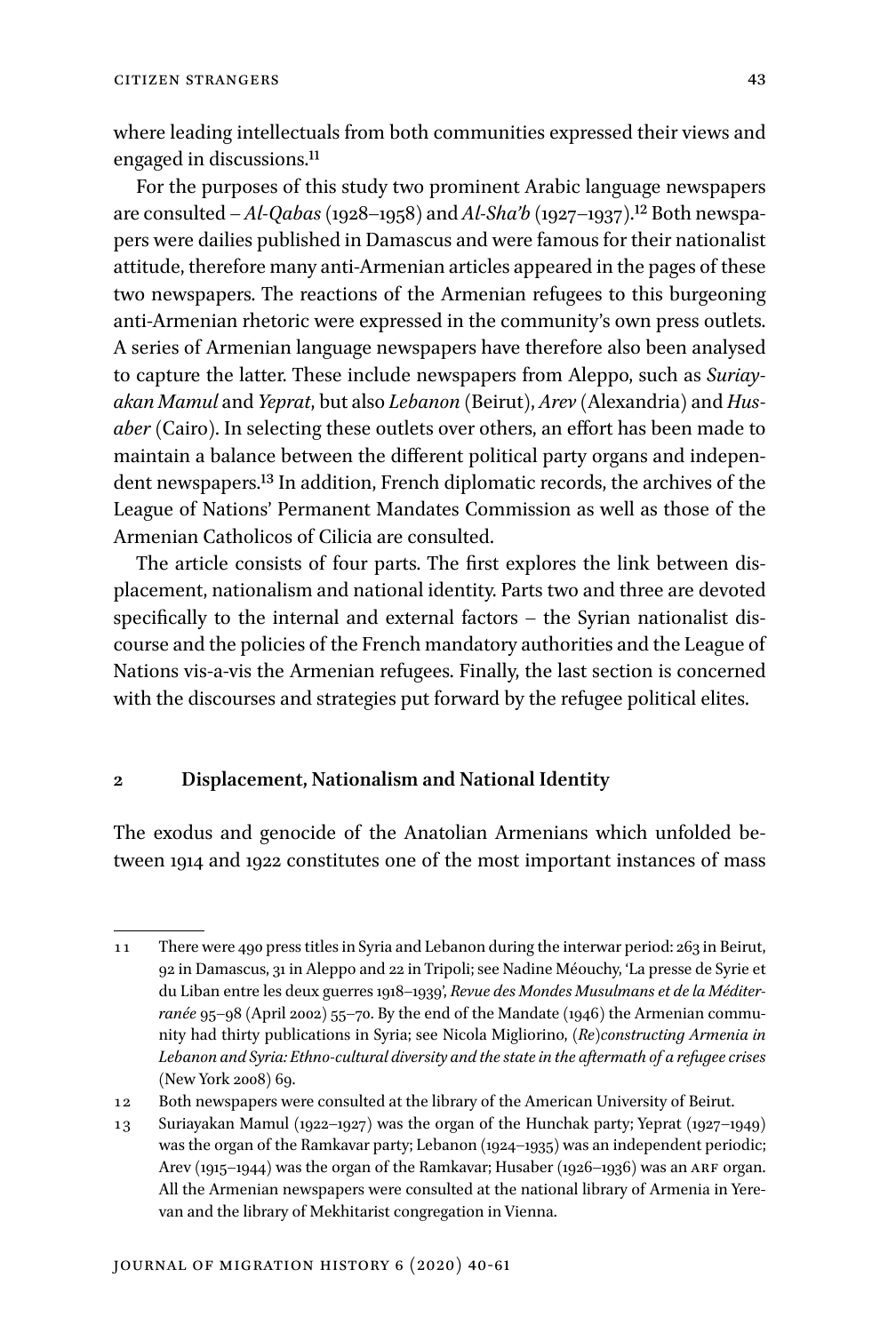where leading intellectuals from both communities expressed their views and engaged in discussions.[11]

For the purposes of this study two prominent Arabic language newspapers are consulted – *Al-Qabas* (1928–1958) and *Al-Sha'b* (1927–1937).[12] Both newspapers were dailies published in Damascus and were famous for their nationalist attitude, therefore many anti-Armenian articles appeared in the pages of these two newspapers. The reactions of the Armenian refugees to this burgeoning anti-Armenian rhetoric were expressed in the community's own press outlets. A series of Armenian language newspapers have therefore also been analysed to capture the latter. These include newspapers from Aleppo, such as *Suriayakan Mamul* and *Yeprat*, but also *Lebanon* (Beirut), *Arev* (Alexandria) and *Husaber* (Cairo). In selecting these outlets over others, an effort has been made to maintain a balance between the different political party organs and independent newspapers.[13] In addition, French diplomatic records, the archives of the League of Nations' Permanent Mandates Commission as well as those of the Armenian Catholicos of Cilicia are consulted.

The article consists of four parts. The first explores the link between displacement, nationalism and national identity. Parts two and three are devoted specifically to the internal and external factors – the Syrian nationalist discourse and the policies of the French mandatory authorities and the League of Nations vis-a-vis the Armenian refugees. Finally, the last section is concerned with the discourses and strategies put forward by the refugee political elites.

## 2 Displacement, Nationalism and National Identity

The exodus and genocide of the Anatolian Armenians which unfolded between 1914 and 1922 constitutes one of the most important instances of mass

---

11 There were 490 press titles in Syria and Lebanon during the interwar period: 263 in Beirut, 92 in Damascus, 31 in Aleppo and 22 in Tripoli; see Nadine Méouchy, 'La presse de Syrie et du Liban entre les deux guerres 1918–1939', *Revue des Mondes Musulmans et de la Méditerranée* 95–98 (April 2002) 55–70. By the end of the Mandate (1946) the Armenian community had thirty publications in Syria; see Nicola Migliorino, *(Re)constructing Armenia in Lebanon and Syria: Ethno-cultural diversity and the state in the aftermath of a refugee crises* (New York 2008) 69.

12 Both newspapers were consulted at the library of the American University of Beirut.

13 Suriayakan Mamul (1922–1927) was the organ of the Hunchak party; Yeprat (1927–1949) was the organ of the Ramkavar party; Lebanon (1924–1935) was an independent periodic; Arev (1915–1944) was the organ of the Ramkavar; Husaber (1926–1936) was an ARF organ. All the Armenian newspapers were consulted at the national library of Armenia in Yerevan and the library of Mekhitarist congregation in Vienna.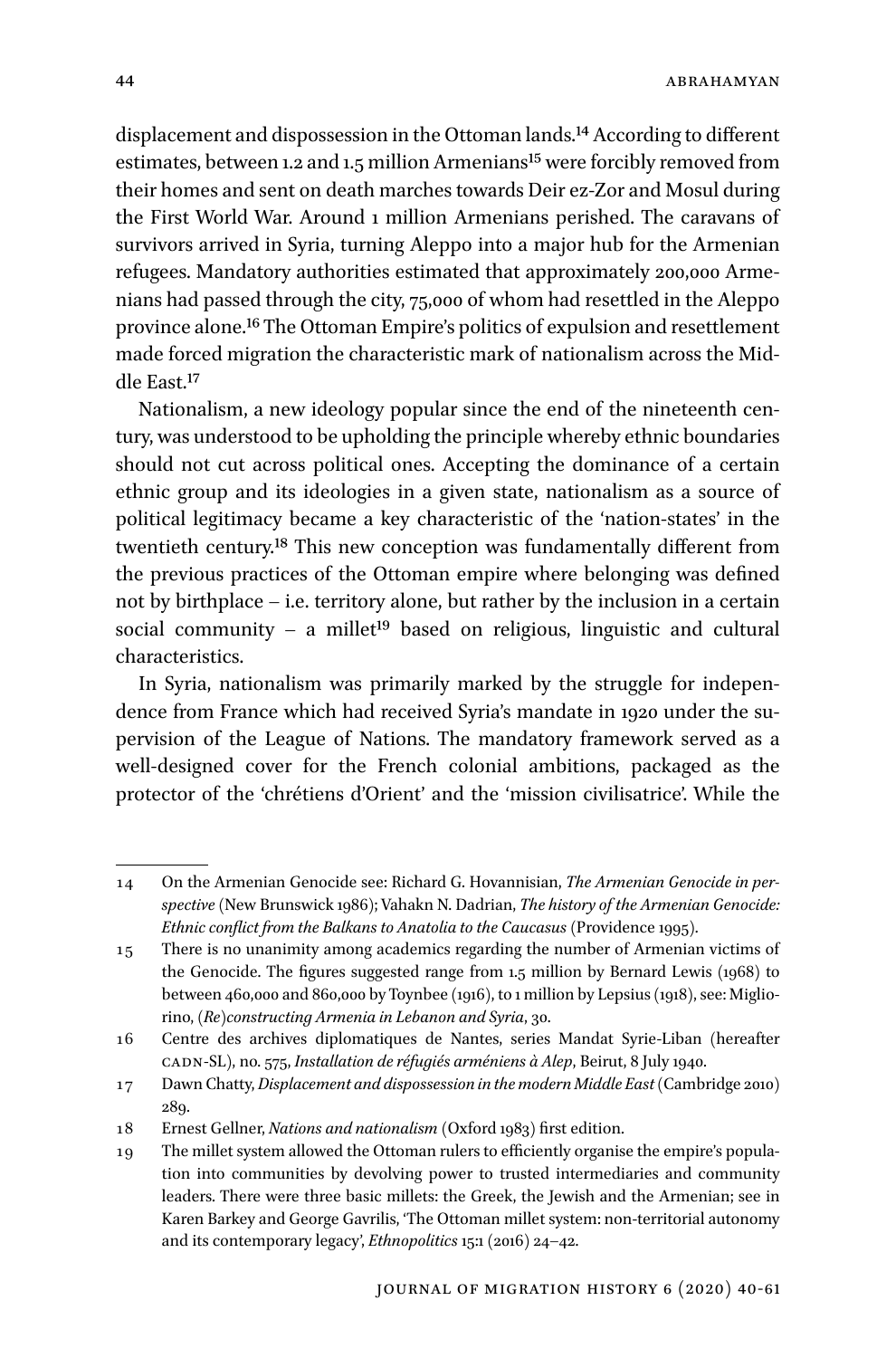displacement and dispossession in the Ottoman lands.[14] According to different estimates, between 1.2 and 1.5 million Armenians[15] were forcibly removed from their homes and sent on death marches towards Deir ez-Zor and Mosul during the First World War. Around 1 million Armenians perished. The caravans of survivors arrived in Syria, turning Aleppo into a major hub for the Armenian refugees. Mandatory authorities estimated that approximately 200,000 Armenians had passed through the city, 75,000 of whom had resettled in the Aleppo province alone.[16] The Ottoman Empire's politics of expulsion and resettlement made forced migration the characteristic mark of nationalism across the Middle East.[17]

Nationalism, a new ideology popular since the end of the nineteenth century, was understood to be upholding the principle whereby ethnic boundaries should not cut across political ones. Accepting the dominance of a certain ethnic group and its ideologies in a given state, nationalism as a source of political legitimacy became a key characteristic of the 'nation-states' in the twentieth century.[18] This new conception was fundamentally different from the previous practices of the Ottoman empire where belonging was defined not by birthplace – i.e. territory alone, but rather by the inclusion in a certain social community – a millet[19] based on religious, linguistic and cultural characteristics.

In Syria, nationalism was primarily marked by the struggle for independence from France which had received Syria's mandate in 1920 under the supervision of the League of Nations. The mandatory framework served as a well-designed cover for the French colonial ambitions, packaged as the protector of the 'chrétiens d'Orient' and the 'mission civilisatrice'. While the

---

14 On the Armenian Genocide see: Richard G. Hovannisian, *The Armenian Genocide in perspective* (New Brunswick 1986); Vahakn N. Dadrian, *The history of the Armenian Genocide: Ethnic conflict from the Balkans to Anatolia to the Caucasus* (Providence 1995).

15 There is no unanimity among academics regarding the number of Armenian victims of the Genocide. The figures suggested range from 1.5 million by Bernard Lewis (1968) to between 460,000 and 860,000 by Toynbee (1916), to 1 million by Lepsius (1918), see: Migliorino, *(Re)constructing Armenia in Lebanon and Syria*, 30.

16 Centre des archives diplomatiques de Nantes, series Mandat Syrie-Liban (hereafter CADN-SL), no. 575, *Installation de réfugiés arméniens à Alep*, Beirut, 8 July 1940.

17 Dawn Chatty, *Displacement and dispossession in the modern Middle East* (Cambridge 2010) 289.

18 Ernest Gellner, *Nations and nationalism* (Oxford 1983) first edition.

19 The millet system allowed the Ottoman rulers to efficiently organise the empire's population into communities by devolving power to trusted intermediaries and community leaders. There were three basic millets: the Greek, the Jewish and the Armenian; see in Karen Barkey and George Gavrilis, 'The Ottoman millet system: non-territorial autonomy and its contemporary legacy', *Ethnopolitics* 15:1 (2016) 24–42.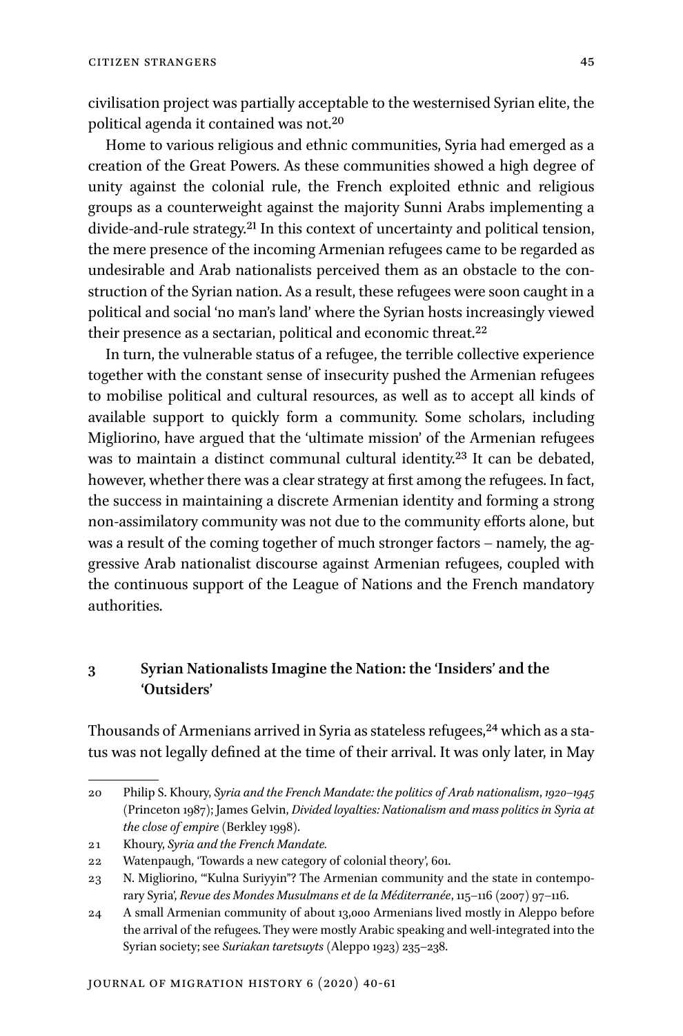civilisation project was partially acceptable to the westernised Syrian elite, the political agenda it contained was not.[20]

Home to various religious and ethnic communities, Syria had emerged as a creation of the Great Powers. As these communities showed a high degree of unity against the colonial rule, the French exploited ethnic and religious groups as a counterweight against the majority Sunni Arabs implementing a divide-and-rule strategy.[21] In this context of uncertainty and political tension, the mere presence of the incoming Armenian refugees came to be regarded as undesirable and Arab nationalists perceived them as an obstacle to the construction of the Syrian nation. As a result, these refugees were soon caught in a political and social 'no man's land' where the Syrian hosts increasingly viewed their presence as a sectarian, political and economic threat.[22]

In turn, the vulnerable status of a refugee, the terrible collective experience together with the constant sense of insecurity pushed the Armenian refugees to mobilise political and cultural resources, as well as to accept all kinds of available support to quickly form a community. Some scholars, including Migliorino, have argued that the 'ultimate mission' of the Armenian refugees was to maintain a distinct communal cultural identity.[23] It can be debated, however, whether there was a clear strategy at first among the refugees. In fact, the success in maintaining a discrete Armenian identity and forming a strong non-assimilatory community was not due to the community efforts alone, but was a result of the coming together of much stronger factors – namely, the aggressive Arab nationalist discourse against Armenian refugees, coupled with the continuous support of the League of Nations and the French mandatory authorities.

## 3 Syrian Nationalists Imagine the Nation: the 'Insiders' and the 'Outsiders'

Thousands of Armenians arrived in Syria as stateless refugees,[24] which as a status was not legally defined at the time of their arrival. It was only later, in May

---

20 Philip S. Khoury, *Syria and the French Mandate: the politics of Arab nationalism, 1920–1945* (Princeton 1987); James Gelvin, *Divided loyalties: Nationalism and mass politics in Syria at the close of empire* (Berkley 1998).

21 Khoury, *Syria and the French Mandate.*

22 Watenpaugh, 'Towards a new category of colonial theory', 601.

23 N. Migliorino, '"Kulna Suriyyin"? The Armenian community and the state in contemporary Syria', *Revue des Mondes Musulmans et de la Méditerranée*, 115–116 (2007) 97–116.

24 A small Armenian community of about 13,000 Armenians lived mostly in Aleppo before the arrival of the refugees. They were mostly Arabic speaking and well-integrated into the Syrian society; see *Suriakan taretsuyts* (Aleppo 1923) 235–238.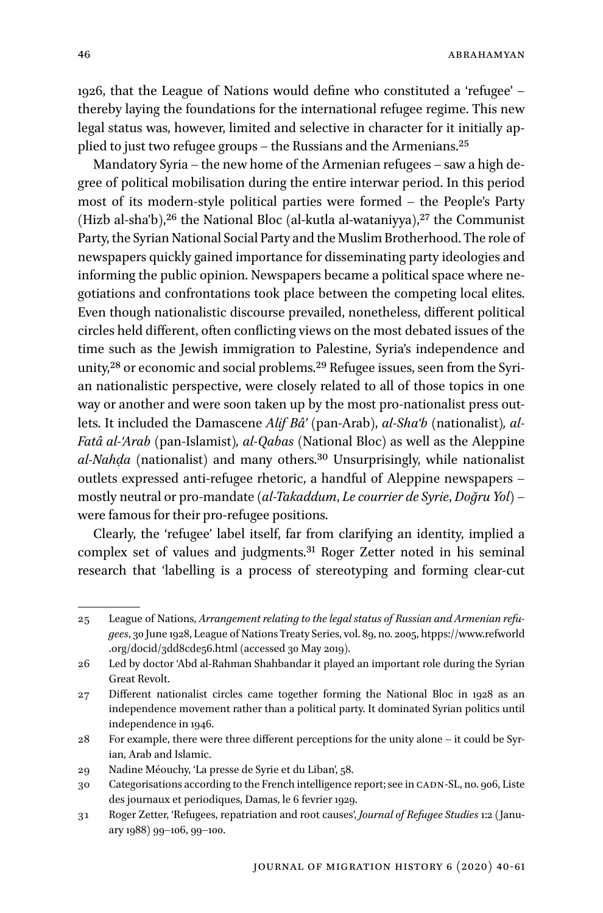1926, that the League of Nations would define who constituted a 'refugee' – thereby laying the foundations for the international refugee regime. This new legal status was, however, limited and selective in character for it initially applied to just two refugee groups – the Russians and the Armenians.[25]

Mandatory Syria – the new home of the Armenian refugees – saw a high degree of political mobilisation during the entire interwar period. In this period most of its modern-style political parties were formed – the People's Party (Hizb al-sha'b),[26] the National Bloc (al-kutla al-wataniyya),[27] the Communist Party, the Syrian National Social Party and the Muslim Brotherhood. The role of newspapers quickly gained importance for disseminating party ideologies and informing the public opinion. Newspapers became a political space where negotiations and confrontations took place between the competing local elites. Even though nationalistic discourse prevailed, nonetheless, different political circles held different, often conflicting views on the most debated issues of the time such as the Jewish immigration to Palestine, Syria's independence and unity,[28] or economic and social problems.[29] Refugee issues, seen from the Syrian nationalistic perspective, were closely related to all of those topics in one way or another and were soon taken up by the most pro-nationalist press outlets. It included the Damascene *Alif Bâ'* (pan-Arab), *al-Sha'b* (nationalist)*, al-Fatâ al-'Arab* (pan-Islamist)*, al-Qabas* (National Bloc) as well as the Aleppine *al-Nahḍa* (nationalist) and many others.[30] Unsurprisingly, while nationalist outlets expressed anti-refugee rhetoric, a handful of Aleppine newspapers – mostly neutral or pro-mandate (*al-Takaddum*, *Le courrier de Syrie*, *Doğru Yol*) – were famous for their pro-refugee positions.

Clearly, the 'refugee' label itself, far from clarifying an identity, implied a complex set of values and judgments.[31] Roger Zetter noted in his seminal research that 'labelling is a process of stereotyping and forming clear-cut

---

25 League of Nations, *Arrangement relating to the legal status of Russian and Armenian refugees*, 30 June 1928, League of Nations Treaty Series, vol. 89, no. 2005, htpps://www.refworld.org/docid/3dd8cde56.html (accessed 30 May 2019).

26 Led by doctor 'Abd al-Rahman Shahbandar it played an important role during the Syrian Great Revolt.

27 Different nationalist circles came together forming the National Bloc in 1928 as an independence movement rather than a political party. It dominated Syrian politics until independence in 1946.

28 For example, there were three different perceptions for the unity alone – it could be Syrian, Arab and Islamic.

29 Nadine Méouchy, 'La presse de Syrie et du Liban', 58.

30 Categorisations according to the French intelligence report; see in CADN-SL, no. 906, Liste des journaux et periodiques, Damas, le 6 fevrier 1929.

31 Roger Zetter, 'Refugees, repatriation and root causes', *Journal of Refugee Studies* 1:2 (January 1988) 99–106, 99–100.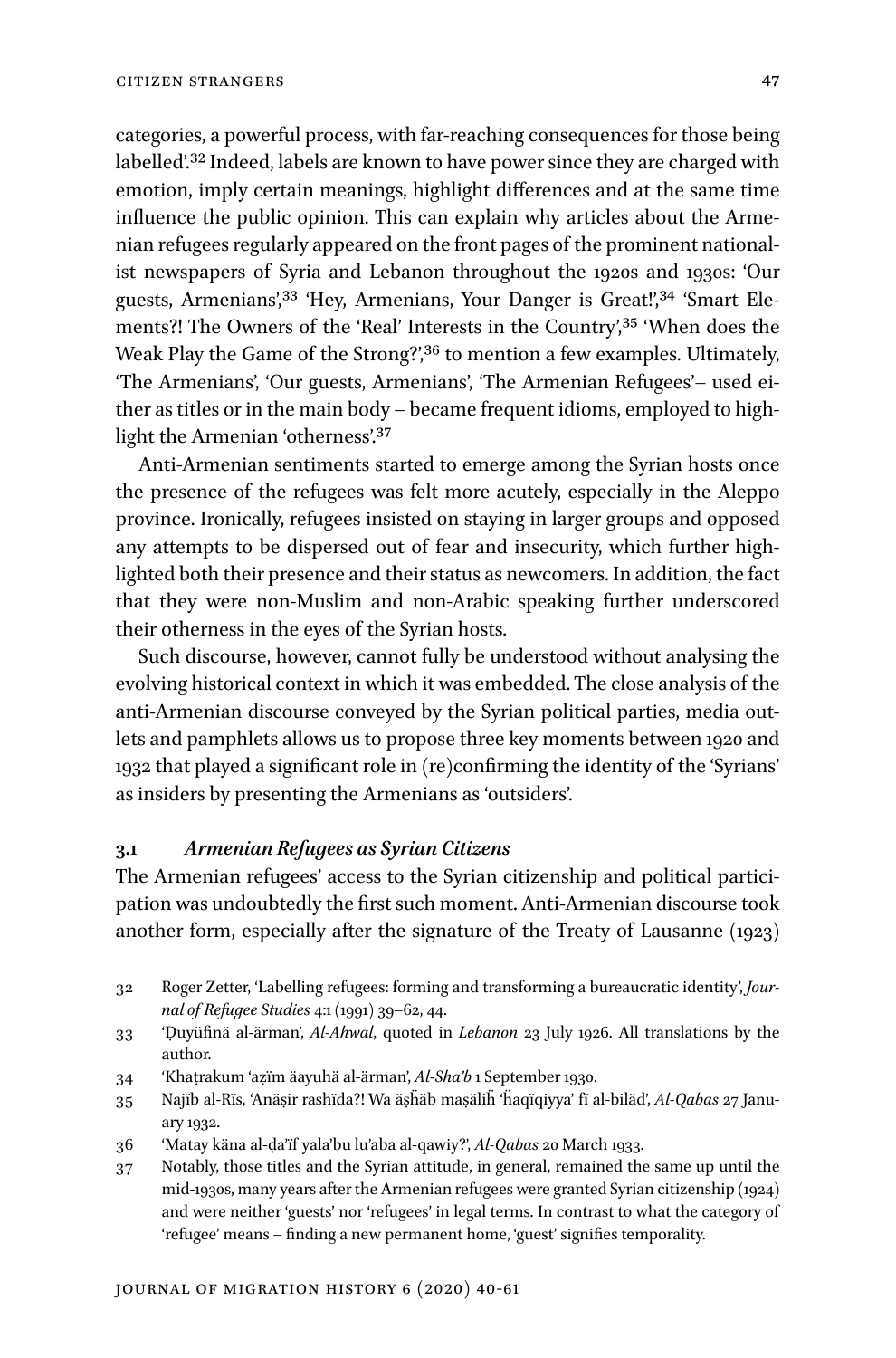categories, a powerful process, with far-reaching consequences for those being labelled'.[32] Indeed, labels are known to have power since they are charged with emotion, imply certain meanings, highlight differences and at the same time influence the public opinion. This can explain why articles about the Armenian refugees regularly appeared on the front pages of the prominent nationalist newspapers of Syria and Lebanon throughout the 1920s and 1930s: 'Our guests, Armenians',[33] 'Hey, Armenians, Your Danger is Great!',[34] 'Smart Elements?! The Owners of the 'Real' Interests in the Country',[35] 'When does the Weak Play the Game of the Strong?',[36] to mention a few examples. Ultimately, 'The Armenians', 'Our guests, Armenians', 'The Armenian Refugees'– used either as titles or in the main body – became frequent idioms, employed to highlight the Armenian 'otherness'.[37]

Anti-Armenian sentiments started to emerge among the Syrian hosts once the presence of the refugees was felt more acutely, especially in the Aleppo province. Ironically, refugees insisted on staying in larger groups and opposed any attempts to be dispersed out of fear and insecurity, which further highlighted both their presence and their status as newcomers. In addition, the fact that they were non-Muslim and non-Arabic speaking further underscored their otherness in the eyes of the Syrian hosts.

Such discourse, however, cannot fully be understood without analysing the evolving historical context in which it was embedded. The close analysis of the anti-Armenian discourse conveyed by the Syrian political parties, media outlets and pamphlets allows us to propose three key moments between 1920 and 1932 that played a significant role in (re)confirming the identity of the 'Syrians' as insiders by presenting the Armenians as 'outsiders'.

### 3.1 *Armenian Refugees as Syrian Citizens*

The Armenian refugees' access to the Syrian citizenship and political participation was undoubtedly the first such moment. Anti-Armenian discourse took another form, especially after the signature of the Treaty of Lausanne (1923)

---

32 Roger Zetter, 'Labelling refugees: forming and transforming a bureaucratic identity', *Journal of Refugee Studies* 4:1 (1991) 39–62, 44.

33 'Ḍuyūfinä al-ärman', *Al-Ahwal*, quoted in *Lebanon* 23 July 1926. All translations by the author.

34 'Khaṭrakum 'aẓïm äayuhä al-ärman', *Al-Sha'b* 1 September 1930.

35 Najïb al-Rïs, 'Anäṣir rashïda?! Wa äṣḥäb maṣäliḥ 'ḥaqïqiyya' fï al-biläd', *Al-Qabas* 27 January 1932.

36 'Matay käna al-ḍa'ïf yala'bu lu'aba al-qawiy?', *Al-Qabas* 20 March 1933.

37 Notably, those titles and the Syrian attitude, in general, remained the same up until the mid-1930s, many years after the Armenian refugees were granted Syrian citizenship (1924) and were neither 'guests' nor 'refugees' in legal terms. In contrast to what the category of 'refugee' means – finding a new permanent home, 'guest' signifies temporality.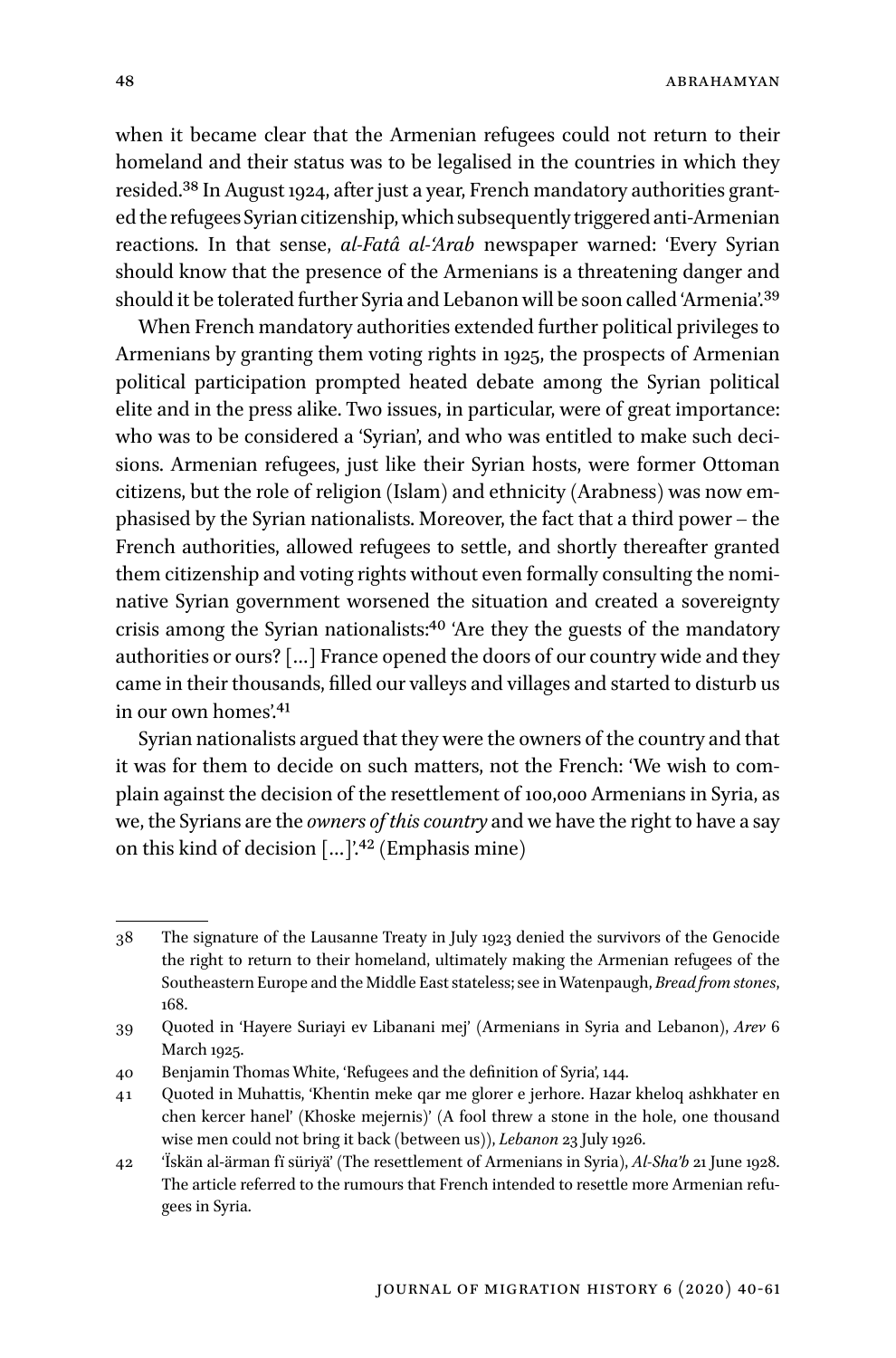when it became clear that the Armenian refugees could not return to their homeland and their status was to be legalised in the countries in which they resided.[38] In August 1924, after just a year, French mandatory authorities granted the refugees Syrian citizenship, which subsequently triggered anti-Armenian reactions. In that sense, *al-Fatâ al-'Arab* newspaper warned: 'Every Syrian should know that the presence of the Armenians is a threatening danger and should it be tolerated further Syria and Lebanon will be soon called 'Armenia'.[39]

When French mandatory authorities extended further political privileges to Armenians by granting them voting rights in 1925, the prospects of Armenian political participation prompted heated debate among the Syrian political elite and in the press alike. Two issues, in particular, were of great importance: who was to be considered a 'Syrian', and who was entitled to make such decisions. Armenian refugees, just like their Syrian hosts, were former Ottoman citizens, but the role of religion (Islam) and ethnicity (Arabness) was now emphasised by the Syrian nationalists. Moreover, the fact that a third power – the French authorities, allowed refugees to settle, and shortly thereafter granted them citizenship and voting rights without even formally consulting the nominative Syrian government worsened the situation and created a sovereignty crisis among the Syrian nationalists:[40] 'Are they the guests of the mandatory authorities or ours? […] France opened the doors of our country wide and they came in their thousands, filled our valleys and villages and started to disturb us in our own homes'.[41]

Syrian nationalists argued that they were the owners of the country and that it was for them to decide on such matters, not the French: 'We wish to complain against the decision of the resettlement of 100,000 Armenians in Syria, as we, the Syrians are the *owners of this country* and we have the right to have a say on this kind of decision […]'.[42] (Emphasis mine)

---

38 The signature of the Lausanne Treaty in July 1923 denied the survivors of the Genocide the right to return to their homeland, ultimately making the Armenian refugees of the Southeastern Europe and the Middle East stateless; see in Watenpaugh, *Bread from stones*, 168.

39 Quoted in 'Hayere Suriayi ev Libanani mej' (Armenians in Syria and Lebanon), *Arev* 6 March 1925.

40 Benjamin Thomas White, 'Refugees and the definition of Syria', 144.

41 Quoted in Muhattis, 'Khentin meke qar me glorer e jerhore. Hazar kheloq ashkhater en chen kercer hanel' (Khoske mejernis)' (A fool threw a stone in the hole, one thousand wise men could not bring it back (between us)), *Lebanon* 23 July 1926.

42 'Īskān al-ärman fī sūriyā' (The resettlement of Armenians in Syria), *Al-Sha'b* 21 June 1928. The article referred to the rumours that French intended to resettle more Armenian refugees in Syria.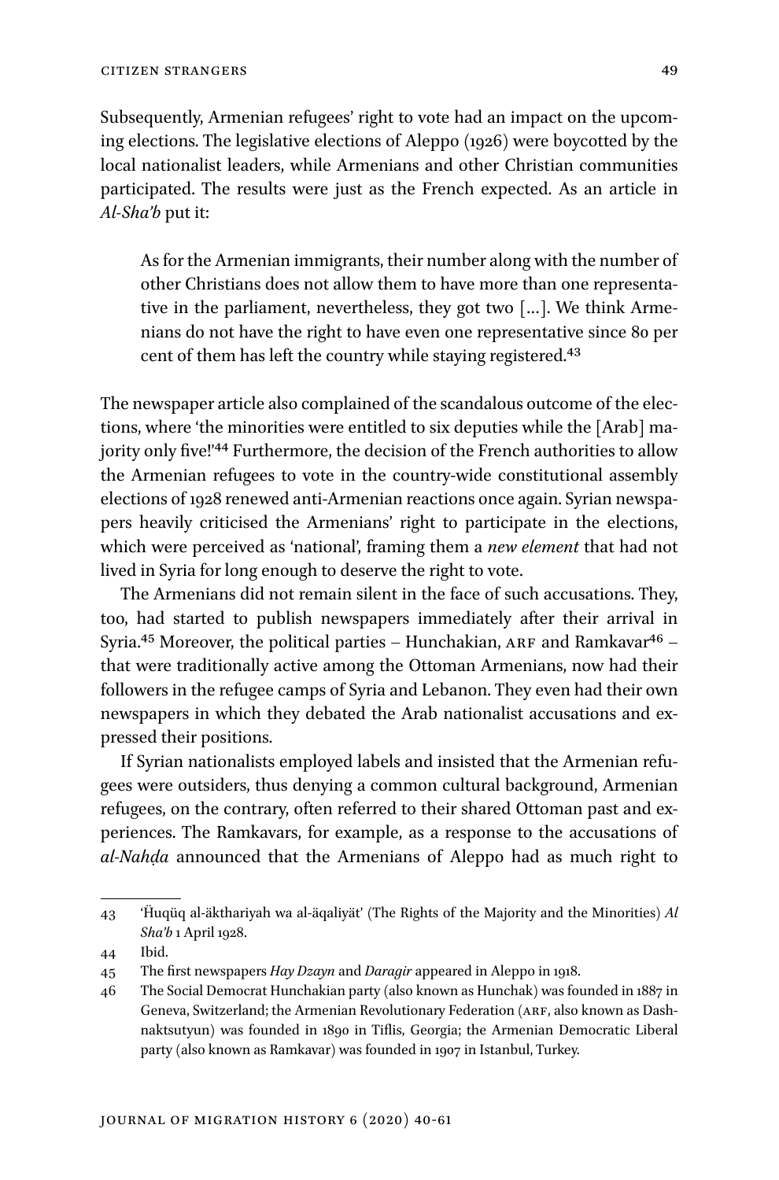Subsequently, Armenian refugees' right to vote had an impact on the upcoming elections. The legislative elections of Aleppo (1926) were boycotted by the local nationalist leaders, while Armenians and other Christian communities participated. The results were just as the French expected. As an article in *Al-Sha'b* put it:

> As for the Armenian immigrants, their number along with the number of other Christians does not allow them to have more than one representative in the parliament, nevertheless, they got two […]. We think Armenians do not have the right to have even one representative since 80 per cent of them has left the country while staying registered.[43]

The newspaper article also complained of the scandalous outcome of the elections, where 'the minorities were entitled to six deputies while the [Arab] majority only five!'[44] Furthermore, the decision of the French authorities to allow the Armenian refugees to vote in the country-wide constitutional assembly elections of 1928 renewed anti-Armenian reactions once again. Syrian newspapers heavily criticised the Armenians' right to participate in the elections, which were perceived as 'national', framing them a *new element* that had not lived in Syria for long enough to deserve the right to vote.

The Armenians did not remain silent in the face of such accusations. They, too, had started to publish newspapers immediately after their arrival in Syria.[45] Moreover, the political parties – Hunchakian, ARF and Ramkavar[46] – that were traditionally active among the Ottoman Armenians, now had their followers in the refugee camps of Syria and Lebanon. They even had their own newspapers in which they debated the Arab nationalist accusations and expressed their positions.

If Syrian nationalists employed labels and insisted that the Armenian refugees were outsiders, thus denying a common cultural background, Armenian refugees, on the contrary, often referred to their shared Ottoman past and experiences. The Ramkavars, for example, as a response to the accusations of *al-Nahḍa* announced that the Armenians of Aleppo had as much right to

---

43 'Ḧuqüq al-äkthariyah wa al-äqaliyät' (The Rights of the Majority and the Minorities) *Al Sha'b* 1 April 1928.

44 Ibid.

45 The first newspapers *Hay Dzayn* and *Daragir* appeared in Aleppo in 1918.

46 The Social Democrat Hunchakian party (also known as Hunchak) was founded in 1887 in Geneva, Switzerland; the Armenian Revolutionary Federation (ARF, also known as Dashnaktsutyun) was founded in 1890 in Tiflis, Georgia; the Armenian Democratic Liberal party (also known as Ramkavar) was founded in 1907 in Istanbul, Turkey.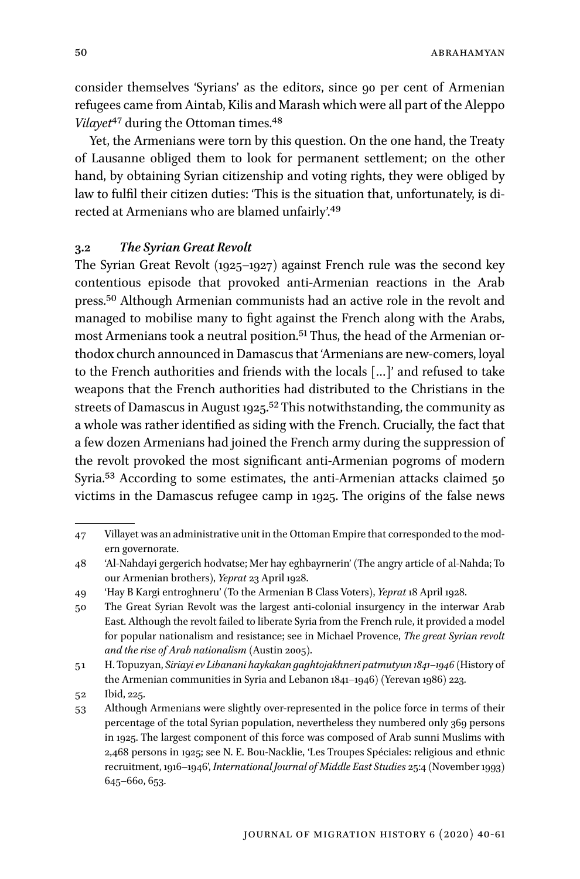consider themselves 'Syrians' as the editors, since 90 per cent of Armenian refugees came from Aintab, Kilis and Marash which were all part of the Aleppo *Vilayet*[47] during the Ottoman times.[48]

Yet, the Armenians were torn by this question. On the one hand, the Treaty of Lausanne obliged them to look for permanent settlement; on the other hand, by obtaining Syrian citizenship and voting rights, they were obliged by law to fulfil their citizen duties: 'This is the situation that, unfortunately, is directed at Armenians who are blamed unfairly'.[49]

### 3.2 *The Syrian Great Revolt*

The Syrian Great Revolt (1925–1927) against French rule was the second key contentious episode that provoked anti-Armenian reactions in the Arab press.[50] Although Armenian communists had an active role in the revolt and managed to mobilise many to fight against the French along with the Arabs, most Armenians took a neutral position.[51] Thus, the head of the Armenian orthodox church announced in Damascus that 'Armenians are new-comers, loyal to the French authorities and friends with the locals […]' and refused to take weapons that the French authorities had distributed to the Christians in the streets of Damascus in August 1925.[52] This notwithstanding, the community as a whole was rather identified as siding with the French. Crucially, the fact that a few dozen Armenians had joined the French army during the suppression of the revolt provoked the most significant anti-Armenian pogroms of modern Syria.[53] According to some estimates, the anti-Armenian attacks claimed 50 victims in the Damascus refugee camp in 1925. The origins of the false news

---

47 Villayet was an administrative unit in the Ottoman Empire that corresponded to the modern governorate.

48 'Al-Nahdayi gergerich hodvatse; Mer hay eghbayrnerin' (The angry article of al-Nahda; To our Armenian brothers), *Yeprat* 23 April 1928.

49 'Hay B Kargi entroghneru' (To the Armenian B Class Voters), *Yeprat* 18 April 1928.

50 The Great Syrian Revolt was the largest anti-colonial insurgency in the interwar Arab East. Although the revolt failed to liberate Syria from the French rule, it provided a model for popular nationalism and resistance; see in Michael Provence, *The great Syrian revolt and the rise of Arab nationalism* (Austin 2005).

51 H. Topuzyan, *Siriayi ev Libanani haykakan gaghtojakhneri patmutyun 1841–1946* (History of the Armenian communities in Syria and Lebanon 1841–1946) (Yerevan 1986) 223.

52 Ibid, 225.

53 Although Armenians were slightly over-represented in the police force in terms of their percentage of the total Syrian population, nevertheless they numbered only 369 persons in 1925. The largest component of this force was composed of Arab sunni Muslims with 2,468 persons in 1925; see N. E. Bou-Nacklie, 'Les Troupes Spéciales: religious and ethnic recruitment, 1916–1946', *International Journal of Middle East Studies* 25:4 (November 1993) 645–660, 653.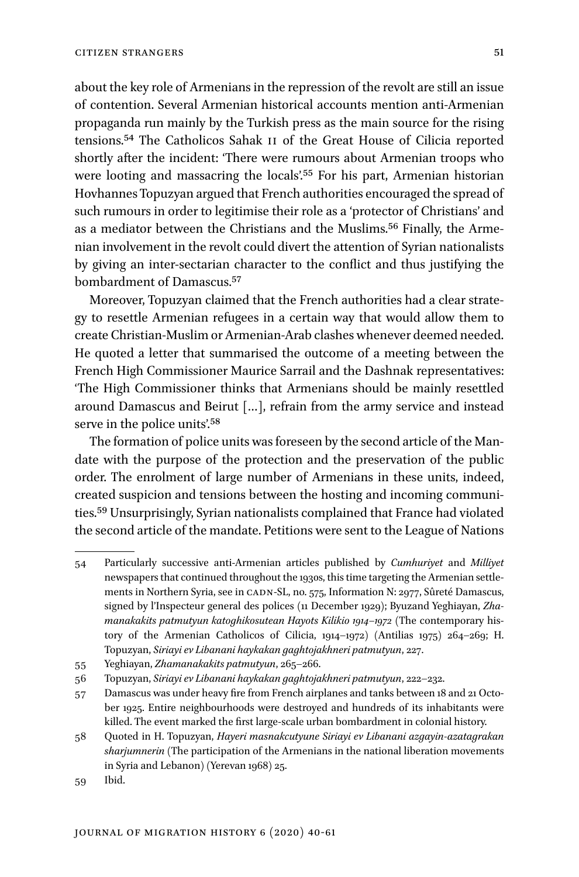about the key role of Armenians in the repression of the revolt are still an issue of contention. Several Armenian historical accounts mention anti-Armenian propaganda run mainly by the Turkish press as the main source for the rising tensions.[54] The Catholicos Sahak II of the Great House of Cilicia reported shortly after the incident: 'There were rumours about Armenian troops who were looting and massacring the locals'.[55] For his part, Armenian historian Hovhannes Topuzyan argued that French authorities encouraged the spread of such rumours in order to legitimise their role as a 'protector of Christians' and as a mediator between the Christians and the Muslims.[56] Finally, the Armenian involvement in the revolt could divert the attention of Syrian nationalists by giving an inter-sectarian character to the conflict and thus justifying the bombardment of Damascus.[57]

Moreover, Topuzyan claimed that the French authorities had a clear strategy to resettle Armenian refugees in a certain way that would allow them to create Christian-Muslim or Armenian-Arab clashes whenever deemed needed. He quoted a letter that summarised the outcome of a meeting between the French High Commissioner Maurice Sarrail and the Dashnak representatives: 'The High Commissioner thinks that Armenians should be mainly resettled around Damascus and Beirut […], refrain from the army service and instead serve in the police units'.[58]

The formation of police units was foreseen by the second article of the Mandate with the purpose of the protection and the preservation of the public order. The enrolment of large number of Armenians in these units, indeed, created suspicion and tensions between the hosting and incoming communities.[59] Unsurprisingly, Syrian nationalists complained that France had violated the second article of the mandate. Petitions were sent to the League of Nations

---

54 Particularly successive anti-Armenian articles published by *Cumhuriyet* and *Milliyet* newspapers that continued throughout the 1930s, this time targeting the Armenian settlements in Northern Syria, see in CADN-SL, no. 575, Information N: 2977, Sûreté Damascus, signed by l'Inspecteur general des polices (11 December 1929); Byuzand Yeghiayan, *Zhamanakakits patmutyun katoghikosutean Hayots Kilikio 1914–1972* (The contemporary history of the Armenian Catholicos of Cilicia, 1914–1972) (Antilias 1975) 264–269; H. Topuzyan, *Siriayi ev Libanani haykakan gaghtojakhneri patmutyun*, 227.

55 Yeghiayan, *Zhamanakakits patmutyun*, 265–266.

56 Topuzyan, *Siriayi ev Libanani haykakan gaghtojakhneri patmutyun*, 222–232.

57 Damascus was under heavy fire from French airplanes and tanks between 18 and 21 October 1925. Entire neighbourhoods were destroyed and hundreds of its inhabitants were killed. The event marked the first large-scale urban bombardment in colonial history.

58 Quoted in H. Topuzyan, *Hayeri masnakcutyune Siriayi ev Libanani azgayin-azatagrakan sharjumnerin* (The participation of the Armenians in the national liberation movements in Syria and Lebanon) (Yerevan 1968) 25.

59 Ibid.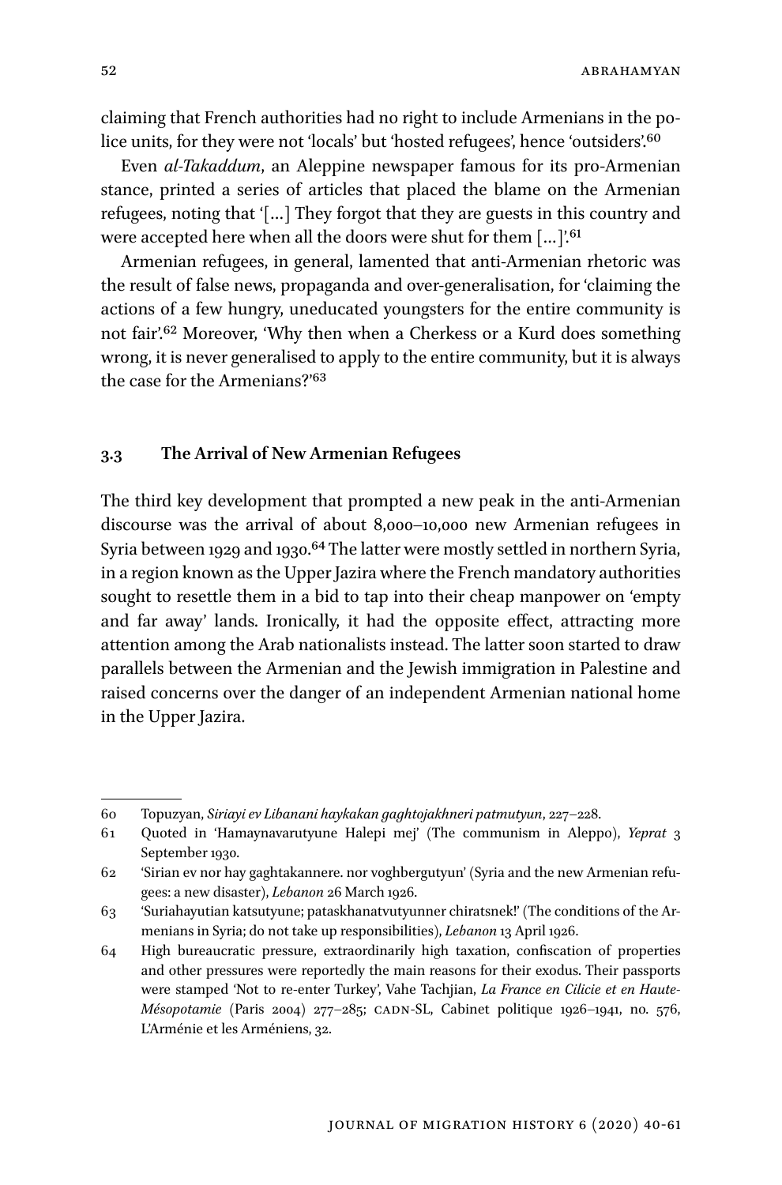claiming that French authorities had no right to include Armenians in the police units, for they were not 'locals' but 'hosted refugees', hence 'outsiders'.[60]

Even *al-Takaddum*, an Aleppine newspaper famous for its pro-Armenian stance, printed a series of articles that placed the blame on the Armenian refugees, noting that '[…] They forgot that they are guests in this country and were accepted here when all the doors were shut for them […]'.[61]

Armenian refugees, in general, lamented that anti-Armenian rhetoric was the result of false news, propaganda and over-generalisation, for 'claiming the actions of a few hungry, uneducated youngsters for the entire community is not fair'.[62] Moreover, 'Why then when a Cherkess or a Kurd does something wrong, it is never generalised to apply to the entire community, but it is always the case for the Armenians?'[63]

### 3.3 The Arrival of New Armenian Refugees

The third key development that prompted a new peak in the anti-Armenian discourse was the arrival of about 8,000–10,000 new Armenian refugees in Syria between 1929 and 1930.[64] The latter were mostly settled in northern Syria, in a region known as the Upper Jazira where the French mandatory authorities sought to resettle them in a bid to tap into their cheap manpower on 'empty and far away' lands. Ironically, it had the opposite effect, attracting more attention among the Arab nationalists instead. The latter soon started to draw parallels between the Armenian and the Jewish immigration in Palestine and raised concerns over the danger of an independent Armenian national home in the Upper Jazira.

---

60 Topuzyan, *Siriayi ev Libanani haykakan gaghtojakhneri patmutyun*, 227–228.

61 Quoted in 'Hamaynavarutyune Halepi mej' (The communism in Aleppo), *Yeprat* 3 September 1930.

62 'Sirian ev nor hay gaghtakannere. nor voghbergutyun' (Syria and the new Armenian refugees: a new disaster), *Lebanon* 26 March 1926.

63 'Suriahayutian katsutyune; pataskhanatvutyunner chiratsnek!' (The conditions of the Armenians in Syria; do not take up responsibilities), *Lebanon* 13 April 1926.

64 High bureaucratic pressure, extraordinarily high taxation, confiscation of properties and other pressures were reportedly the main reasons for their exodus. Their passports were stamped 'Not to re-enter Turkey', Vahe Tachjian, *La France en Cilicie et en Haute-Mésopotamie* (Paris 2004) 277–285; CADN-SL, Cabinet politique 1926–1941, no. 576, L'Arménie et les Arméniens, 32.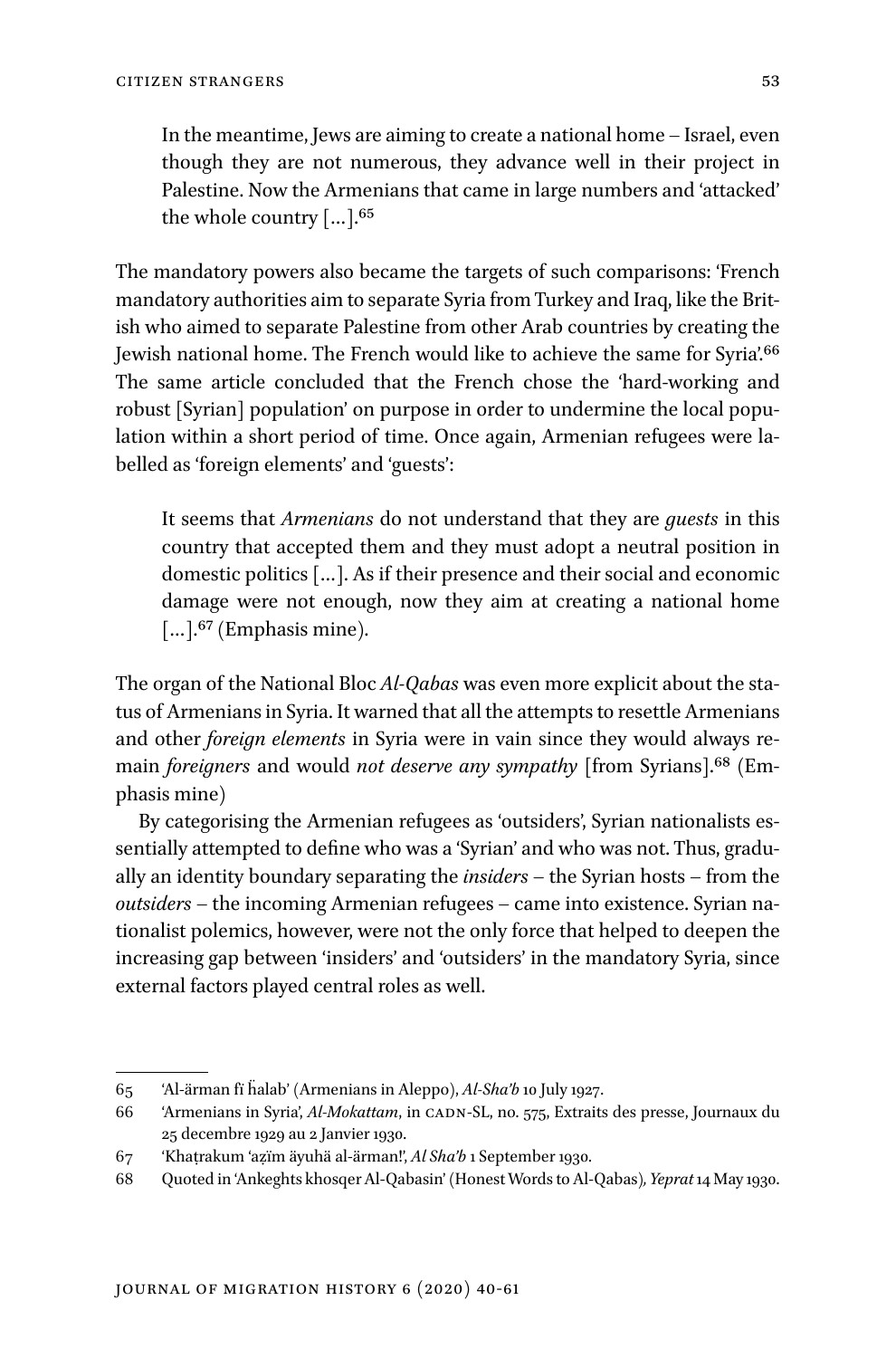In the meantime, Jews are aiming to create a national home – Israel, even though they are not numerous, they advance well in their project in Palestine. Now the Armenians that came in large numbers and 'attacked' the whole country […].[65]

The mandatory powers also became the targets of such comparisons: 'French mandatory authorities aim to separate Syria from Turkey and Iraq, like the British who aimed to separate Palestine from other Arab countries by creating the Jewish national home. The French would like to achieve the same for Syria'.[66] The same article concluded that the French chose the 'hard-working and robust [Syrian] population' on purpose in order to undermine the local population within a short period of time. Once again, Armenian refugees were labelled as 'foreign elements' and 'guests':

> It seems that *Armenians* do not understand that they are *guests* in this country that accepted them and they must adopt a neutral position in domestic politics […]. As if their presence and their social and economic damage were not enough, now they aim at creating a national home […].[67] (Emphasis mine).

The organ of the National Bloc *Al-Qabas* was even more explicit about the status of Armenians in Syria. It warned that all the attempts to resettle Armenians and other *foreign elements* in Syria were in vain since they would always remain *foreigners* and would *not deserve any sympathy* [from Syrians].[68] (Emphasis mine)

By categorising the Armenian refugees as 'outsiders', Syrian nationalists essentially attempted to define who was a 'Syrian' and who was not. Thus, gradually an identity boundary separating the *insiders* – the Syrian hosts – from the *outsiders* – the incoming Armenian refugees – came into existence. Syrian nationalist polemics, however, were not the only force that helped to deepen the increasing gap between 'insiders' and 'outsiders' in the mandatory Syria, since external factors played central roles as well.

---

65 'Al-ärman fï ḥalab' (Armenians in Aleppo), *Al-Sha'b* 10 July 1927.

66 'Armenians in Syria', *Al-Mokattam*, in CADN-SL, no. 575, Extraits des presse, Journaux du 25 decembre 1929 au 2 Janvier 1930.

67 'Khaṭrakum 'aẓïm äyuhä al-ärman!', *Al Sha'b* 1 September 1930.

68 Quoted in 'Ankeghts khosqer Al-Qabasin' (Honest Words to Al-Qabas), *Yeprat* 14 May 1930.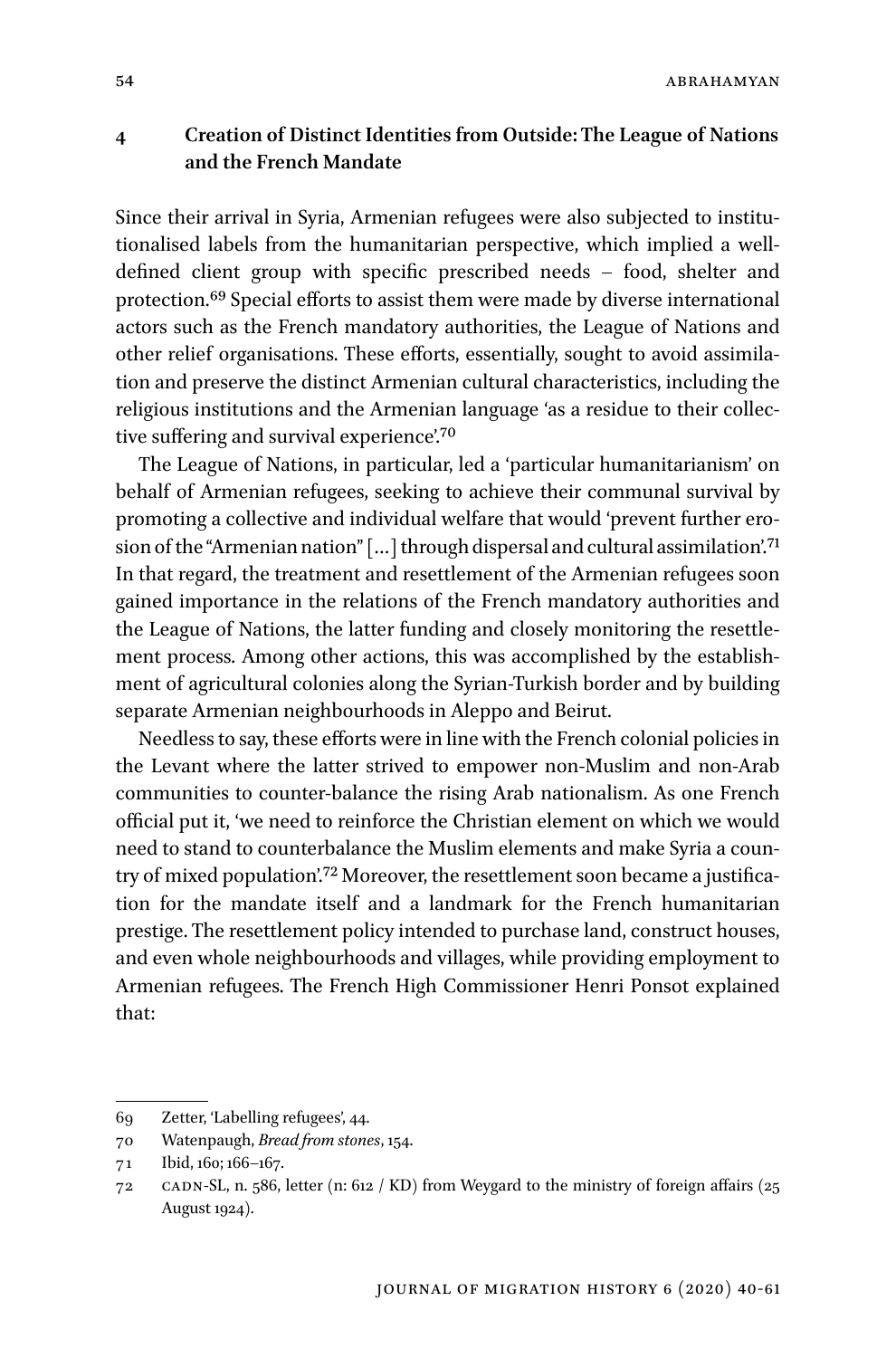## 4 Creation of Distinct Identities from Outside: The League of Nations and the French Mandate

Since their arrival in Syria, Armenian refugees were also subjected to institutionalised labels from the humanitarian perspective, which implied a well-defined client group with specific prescribed needs – food, shelter and protection.[69] Special efforts to assist them were made by diverse international actors such as the French mandatory authorities, the League of Nations and other relief organisations. These efforts, essentially, sought to avoid assimilation and preserve the distinct Armenian cultural characteristics, including the religious institutions and the Armenian language 'as a residue to their collective suffering and survival experience'.[70]

The League of Nations, in particular, led a 'particular humanitarianism' on behalf of Armenian refugees, seeking to achieve their communal survival by promoting a collective and individual welfare that would 'prevent further erosion of the "Armenian nation" [...] through dispersal and cultural assimilation'.[71] In that regard, the treatment and resettlement of the Armenian refugees soon gained importance in the relations of the French mandatory authorities and the League of Nations, the latter funding and closely monitoring the resettlement process. Among other actions, this was accomplished by the establishment of agricultural colonies along the Syrian-Turkish border and by building separate Armenian neighbourhoods in Aleppo and Beirut.

Needless to say, these efforts were in line with the French colonial policies in the Levant where the latter strived to empower non-Muslim and non-Arab communities to counter-balance the rising Arab nationalism. As one French official put it, 'we need to reinforce the Christian element on which we would need to stand to counterbalance the Muslim elements and make Syria a country of mixed population'.[72] Moreover, the resettlement soon became a justification for the mandate itself and a landmark for the French humanitarian prestige. The resettlement policy intended to purchase land, construct houses, and even whole neighbourhoods and villages, while providing employment to Armenian refugees. The French High Commissioner Henri Ponsot explained that:

---

69 Zetter, 'Labelling refugees', 44.

70 Watenpaugh, *Bread from stones*, 154.

71 Ibid, 160; 166–167.

72 CADN-SL, n. 586, letter (n: 612 / KD) from Weygard to the ministry of foreign affairs (25 August 1924).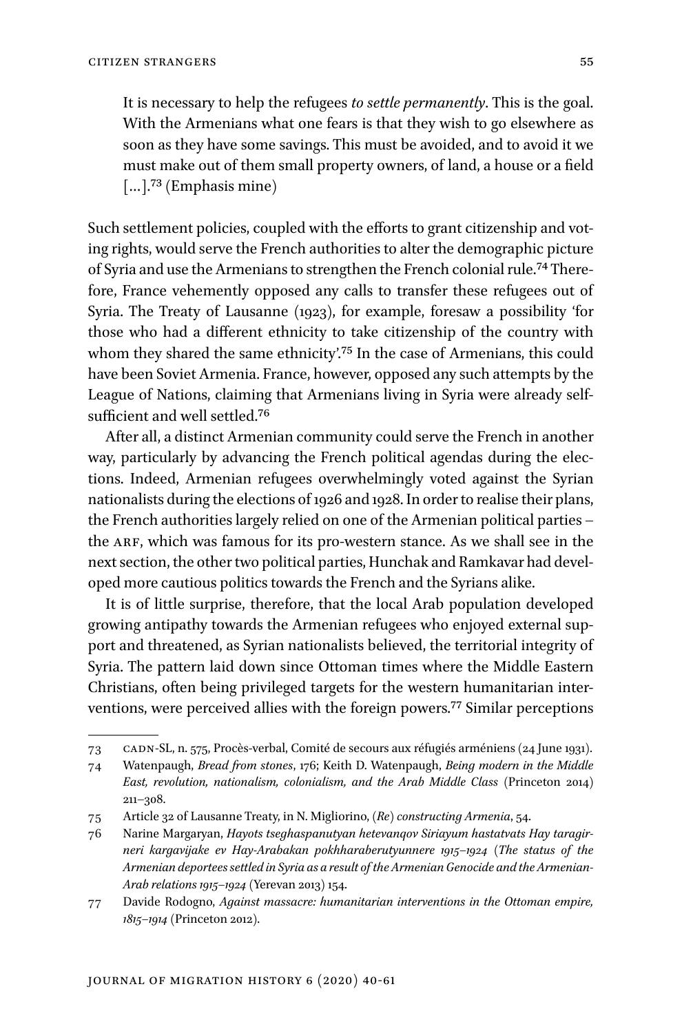It is necessary to help the refugees *to settle permanently*. This is the goal. With the Armenians what one fears is that they wish to go elsewhere as soon as they have some savings. This must be avoided, and to avoid it we must make out of them small property owners, of land, a house or a field […].[73] (Emphasis mine)

Such settlement policies, coupled with the efforts to grant citizenship and voting rights, would serve the French authorities to alter the demographic picture of Syria and use the Armenians to strengthen the French colonial rule.[74] Therefore, France vehemently opposed any calls to transfer these refugees out of Syria. The Treaty of Lausanne (1923), for example, foresaw a possibility 'for those who had a different ethnicity to take citizenship of the country with whom they shared the same ethnicity'.[75] In the case of Armenians, this could have been Soviet Armenia. France, however, opposed any such attempts by the League of Nations, claiming that Armenians living in Syria were already self-sufficient and well settled.[76]

After all, a distinct Armenian community could serve the French in another way, particularly by advancing the French political agendas during the elections. Indeed, Armenian refugees overwhelmingly voted against the Syrian nationalists during the elections of 1926 and 1928. In order to realise their plans, the French authorities largely relied on one of the Armenian political parties – the ARF, which was famous for its pro-western stance. As we shall see in the next section, the other two political parties, Hunchak and Ramkavar had developed more cautious politics towards the French and the Syrians alike.

It is of little surprise, therefore, that the local Arab population developed growing antipathy towards the Armenian refugees who enjoyed external support and threatened, as Syrian nationalists believed, the territorial integrity of Syria. The pattern laid down since Ottoman times where the Middle Eastern Christians, often being privileged targets for the western humanitarian interventions, were perceived allies with the foreign powers.[77] Similar perceptions

---

73 CADN-SL, n. 575, Procès-verbal, Comité de secours aux réfugiés arméniens (24 June 1931).

74 Watenpaugh, *Bread from stones*, 176; Keith D. Watenpaugh, *Being modern in the Middle East, revolution, nationalism, colonialism, and the Arab Middle Class* (Princeton 2014) 211–308.

75 Article 32 of Lausanne Treaty, in N. Migliorino, *(Re) constructing Armenia*, 54.

76 Narine Margaryan, *Hayots tseghaspanutyan hetevanqov Siriayum hastatvats Hay taragirneri kargavijake ev Hay-Arabakan pokhharaberutyunnere 1915–1924* (*The status of the Armenian deportees settled in Syria as a result of the Armenian Genocide and the Armenian-Arab relations 1915–1924* (Yerevan 2013) 154.

77 Davide Rodogno, *Against massacre: humanitarian interventions in the Ottoman empire, 1815–1914* (Princeton 2012).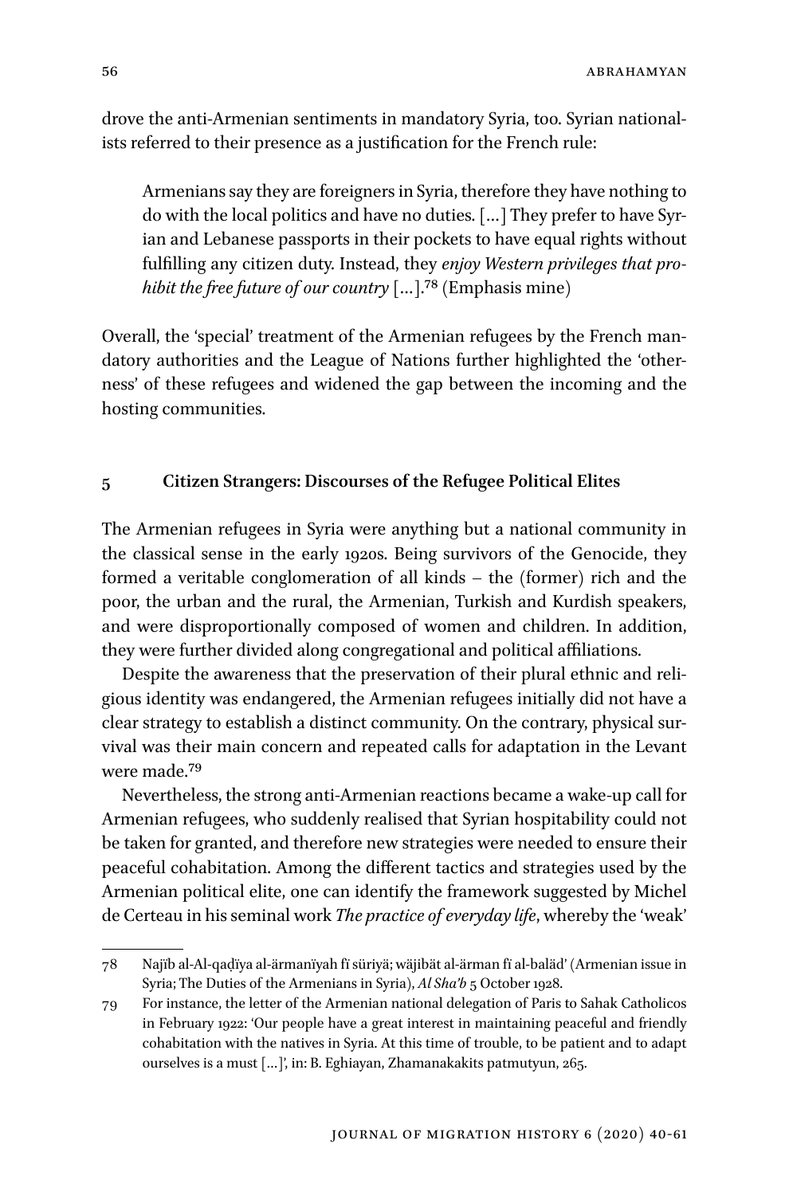drove the anti-Armenian sentiments in mandatory Syria, too. Syrian nationalists referred to their presence as a justification for the French rule:

> Armenians say they are foreigners in Syria, therefore they have nothing to do with the local politics and have no duties. […] They prefer to have Syrian and Lebanese passports in their pockets to have equal rights without fulfilling any citizen duty. Instead, they *enjoy Western privileges that prohibit the free future of our country* […].[78] (Emphasis mine)

Overall, the 'special' treatment of the Armenian refugees by the French mandatory authorities and the League of Nations further highlighted the 'otherness' of these refugees and widened the gap between the incoming and the hosting communities.

## 5 Citizen Strangers: Discourses of the Refugee Political Elites

The Armenian refugees in Syria were anything but a national community in the classical sense in the early 1920s. Being survivors of the Genocide, they formed a veritable conglomeration of all kinds – the (former) rich and the poor, the urban and the rural, the Armenian, Turkish and Kurdish speakers, and were disproportionally composed of women and children. In addition, they were further divided along congregational and political affiliations.

Despite the awareness that the preservation of their plural ethnic and religious identity was endangered, the Armenian refugees initially did not have a clear strategy to establish a distinct community. On the contrary, physical survival was their main concern and repeated calls for adaptation in the Levant were made.[79]

Nevertheless, the strong anti-Armenian reactions became a wake-up call for Armenian refugees, who suddenly realised that Syrian hospitability could not be taken for granted, and therefore new strategies were needed to ensure their peaceful cohabitation. Among the different tactics and strategies used by the Armenian political elite, one can identify the framework suggested by Michel de Certeau in his seminal work *The practice of everyday life*, whereby the 'weak'

---

78 Najīb al-Al-qaḍīya al-ärmanïyah fï süriyä; wäjibät al-ärman fï al-baläd' (Armenian issue in Syria; The Duties of the Armenians in Syria), *Al Sha'b* 5 October 1928.

79 For instance, the letter of the Armenian national delegation of Paris to Sahak Catholicos in February 1922: 'Our people have a great interest in maintaining peaceful and friendly cohabitation with the natives in Syria. At this time of trouble, to be patient and to adapt ourselves is a must […]', in: B. Eghiayan, Zhamanakakits patmutyun, 265.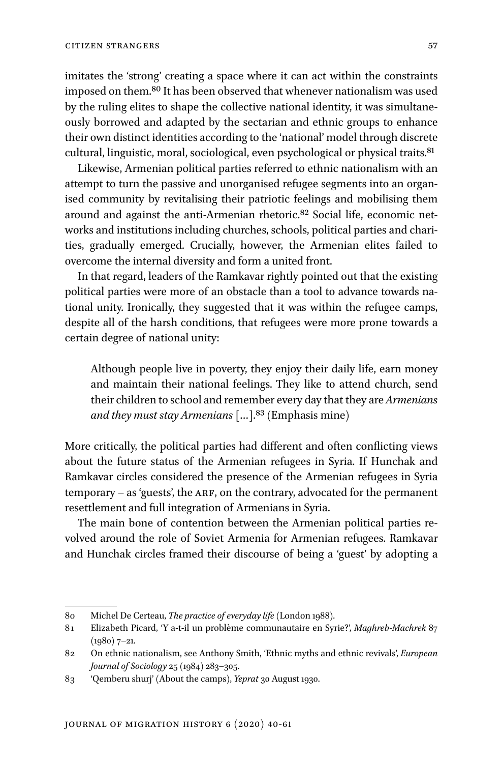imitates the 'strong' creating a space where it can act within the constraints imposed on them.[80] It has been observed that whenever nationalism was used by the ruling elites to shape the collective national identity, it was simultaneously borrowed and adapted by the sectarian and ethnic groups to enhance their own distinct identities according to the 'national' model through discrete cultural, linguistic, moral, sociological, even psychological or physical traits.[81]

Likewise, Armenian political parties referred to ethnic nationalism with an attempt to turn the passive and unorganised refugee segments into an organised community by revitalising their patriotic feelings and mobilising them around and against the anti-Armenian rhetoric.[82] Social life, economic networks and institutions including churches, schools, political parties and charities, gradually emerged. Crucially, however, the Armenian elites failed to overcome the internal diversity and form a united front.

In that regard, leaders of the Ramkavar rightly pointed out that the existing political parties were more of an obstacle than a tool to advance towards national unity. Ironically, they suggested that it was within the refugee camps, despite all of the harsh conditions, that refugees were more prone towards a certain degree of national unity:

> Although people live in poverty, they enjoy their daily life, earn money and maintain their national feelings. They like to attend church, send their children to school and remember every day that they are *Armenians and they must stay Armenians* [...].[83] (Emphasis mine)

More critically, the political parties had different and often conflicting views about the future status of the Armenian refugees in Syria. If Hunchak and Ramkavar circles considered the presence of the Armenian refugees in Syria temporary – as 'guests', the ARF, on the contrary, advocated for the permanent resettlement and full integration of Armenians in Syria.

The main bone of contention between the Armenian political parties revolved around the role of Soviet Armenia for Armenian refugees. Ramkavar and Hunchak circles framed their discourse of being a 'guest' by adopting a

---

80 Michel De Certeau, *The practice of everyday life* (London 1988).

81 Elizabeth Picard, 'Y a-t-il un problème communautaire en Syrie?', *Maghreb-Machrek* 87 (1980) 7–21.

82 On ethnic nationalism, see Anthony Smith, 'Ethnic myths and ethnic revivals', *European Journal of Sociology* 25 (1984) 283–305.

83 'Qemberu shurj' (About the camps), *Yeprat* 30 August 1930.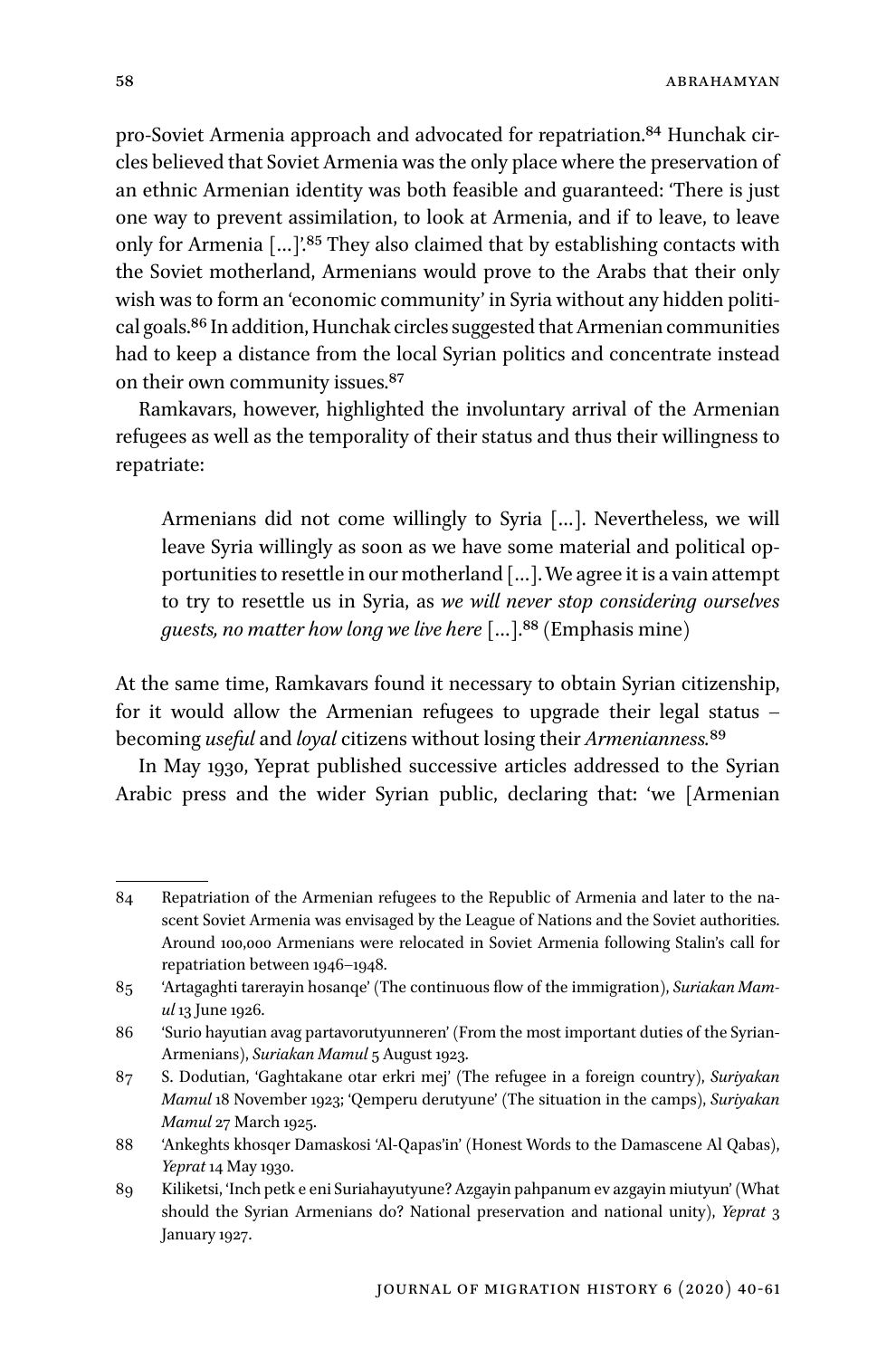pro-Soviet Armenia approach and advocated for repatriation.[84] Hunchak circles believed that Soviet Armenia was the only place where the preservation of an ethnic Armenian identity was both feasible and guaranteed: 'There is just one way to prevent assimilation, to look at Armenia, and if to leave, to leave only for Armenia […]'.[85] They also claimed that by establishing contacts with the Soviet motherland, Armenians would prove to the Arabs that their only wish was to form an 'economic community' in Syria without any hidden political goals.[86] In addition, Hunchak circles suggested that Armenian communities had to keep a distance from the local Syrian politics and concentrate instead on their own community issues.[87]

Ramkavars, however, highlighted the involuntary arrival of the Armenian refugees as well as the temporality of their status and thus their willingness to repatriate:

> Armenians did not come willingly to Syria […]. Nevertheless, we will leave Syria willingly as soon as we have some material and political opportunities to resettle in our motherland […]. We agree it is a vain attempt to try to resettle us in Syria, as *we will never stop considering ourselves guests, no matter how long we live here* […].[88] (Emphasis mine)

At the same time, Ramkavars found it necessary to obtain Syrian citizenship, for it would allow the Armenian refugees to upgrade their legal status – becoming *useful* and *loyal* citizens without losing their *Armenianness.*[89]

In May 1930, Yeprat published successive articles addressed to the Syrian Arabic press and the wider Syrian public, declaring that: 'we [Armenian

---

84 Repatriation of the Armenian refugees to the Republic of Armenia and later to the nascent Soviet Armenia was envisaged by the League of Nations and the Soviet authorities. Around 100,000 Armenians were relocated in Soviet Armenia following Stalin's call for repatriation between 1946–1948.

85 'Artagaghti tarerayin hosanqe' (The continuous flow of the immigration), *Suriakan Mamul* 13 June 1926.

86 'Surio hayutian avag partavorutyunneren' (From the most important duties of the Syrian-Armenians), *Suriakan Mamul* 5 August 1923.

87 S. Dodutian, 'Gaghtakane otar erkri mej' (The refugee in a foreign country), *Suriyakan Mamul* 18 November 1923; 'Qemperu derutyune' (The situation in the camps), *Suriyakan Mamul* 27 March 1925.

88 'Ankeghts khosqer Damaskosi 'Al-Qapas'in' (Honest Words to the Damascene Al Qabas), *Yeprat* 14 May 1930.

89 Kiliketsi, 'Inch petk e eni Suriahayutyune? Azgayin pahpanum ev azgayin miutyun' (What should the Syrian Armenians do? National preservation and national unity), *Yeprat* 3 January 1927.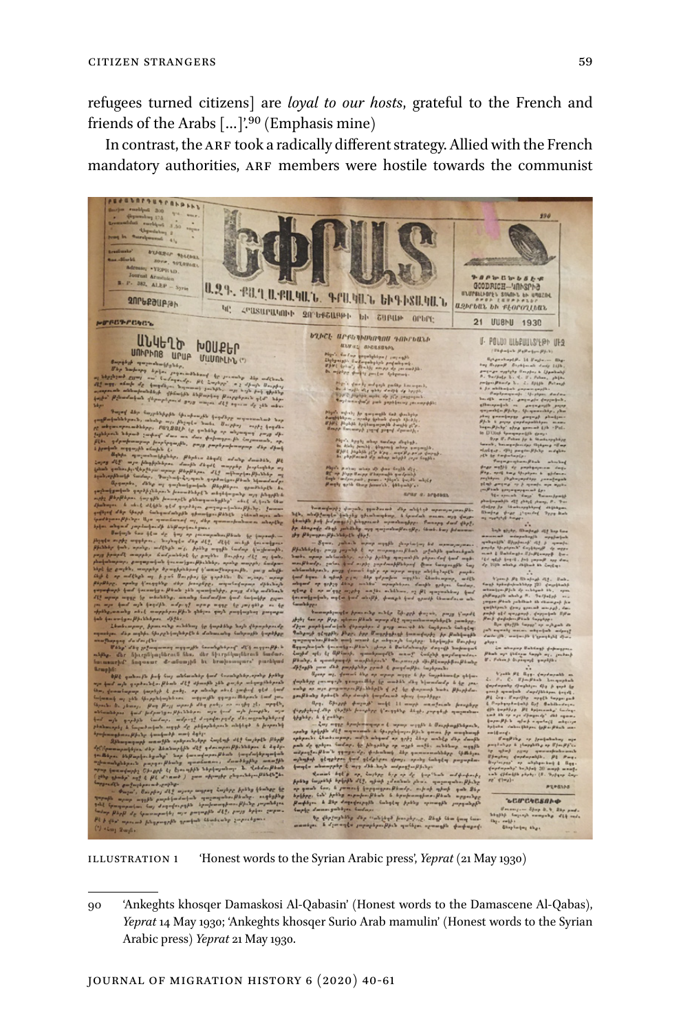refugees turned citizens] are *loyal to our hosts*, grateful to the French and friends of the Arabs […]'.[90] (Emphasis mine)

In contrast, the ARF took a radically different strategy. Allied with the French mandatory authorities, ARF members were hostile towards the communist

ILLUSTRATION 1 'Honest words to the Syrian Arabic press', *Yeprat* (21 May 1930)

---

90 'Ankeghts khosqer Damaskosi Al-Qabasin' (Honest words to the Damascene Al-Qabas), *Yeprat* 14 May 1930; 'Ankeghts khosqer Surio Arab mamulin' (Honest words to the Syrian Arabic press) *Yeprat* 21 May 1930.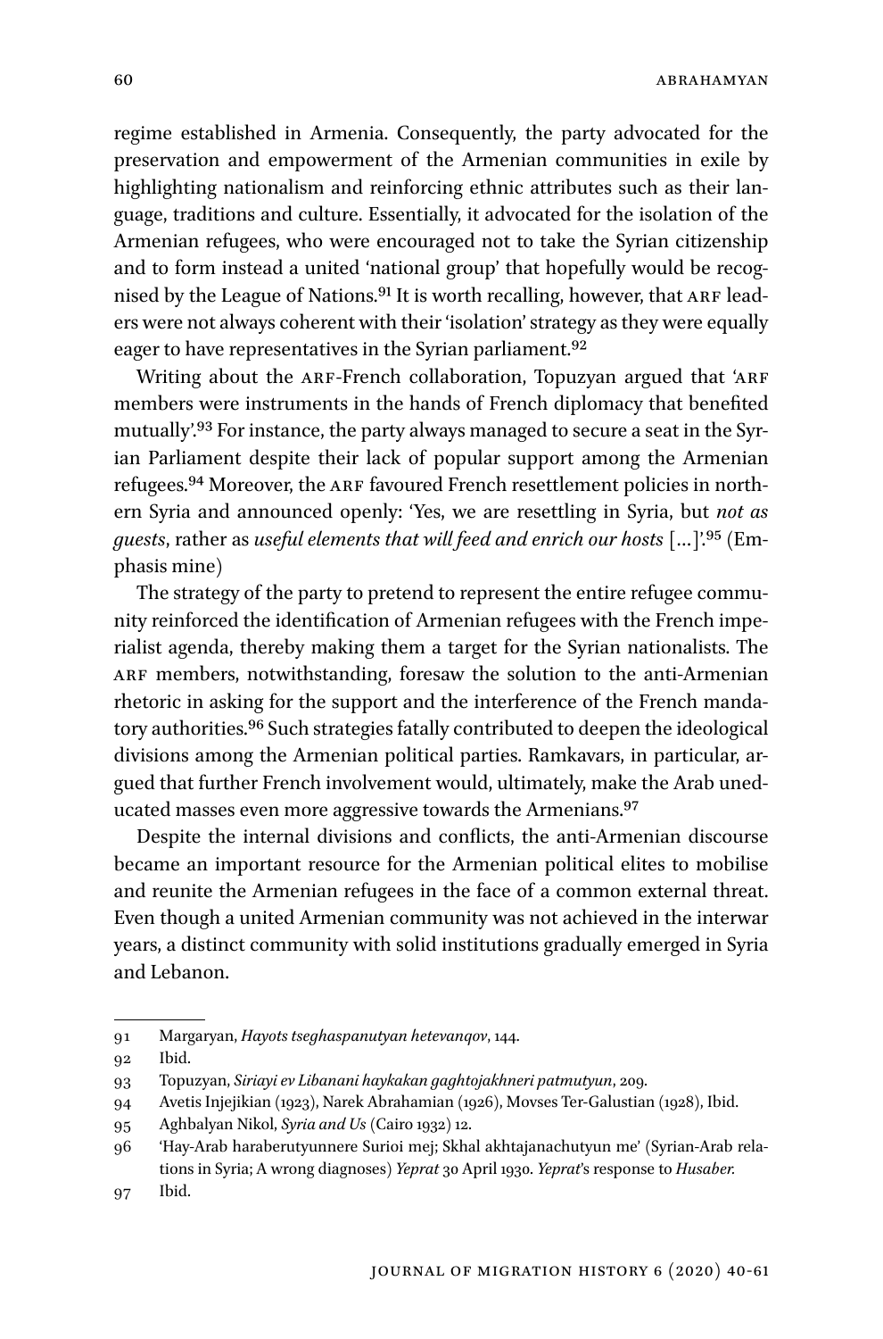regime established in Armenia. Consequently, the party advocated for the preservation and empowerment of the Armenian communities in exile by highlighting nationalism and reinforcing ethnic attributes such as their language, traditions and culture. Essentially, it advocated for the isolation of the Armenian refugees, who were encouraged not to take the Syrian citizenship and to form instead a united 'national group' that hopefully would be recognised by the League of Nations.[91] It is worth recalling, however, that ARF leaders were not always coherent with their 'isolation' strategy as they were equally eager to have representatives in the Syrian parliament.[92]

Writing about the ARF-French collaboration, Topuzyan argued that 'ARF members were instruments in the hands of French diplomacy that benefited mutually'.[93] For instance, the party always managed to secure a seat in the Syrian Parliament despite their lack of popular support among the Armenian refugees.[94] Moreover, the ARF favoured French resettlement policies in northern Syria and announced openly: 'Yes, we are resettling in Syria, but *not as guests*, rather as *useful elements that will feed and enrich our hosts* […]'.[95] (Emphasis mine)

The strategy of the party to pretend to represent the entire refugee community reinforced the identification of Armenian refugees with the French imperialist agenda, thereby making them a target for the Syrian nationalists. The ARF members, notwithstanding, foresaw the solution to the anti-Armenian rhetoric in asking for the support and the interference of the French mandatory authorities.[96] Such strategies fatally contributed to deepen the ideological divisions among the Armenian political parties. Ramkavars, in particular, argued that further French involvement would, ultimately, make the Arab uneducated masses even more aggressive towards the Armenians.[97]

Despite the internal divisions and conflicts, the anti-Armenian discourse became an important resource for the Armenian political elites to mobilise and reunite the Armenian refugees in the face of a common external threat. Even though a united Armenian community was not achieved in the interwar years, a distinct community with solid institutions gradually emerged in Syria and Lebanon.

---

91 Margaryan, *Hayots tseghaspanutyan hetevanqov*, 144.

92 Ibid.

93 Topuzyan, *Siriayi ev Libanani haykakan gaghtojakhneri patmutyun*, 209.

94 Avetis Injejikian (1923), Narek Abrahamian (1926), Movses Ter-Galustian (1928), Ibid.

95 Aghbalyan Nikol, *Syria and Us* (Cairo 1932) 12.

96 'Hay-Arab haraberutyunnere Surioi mej; Skhal akhtajanachutyun me' (Syrian-Arab relations in Syria; A wrong diagnoses) *Yeprat* 30 April 1930. *Yeprat*'s response to *Husaber*.

97 Ibid.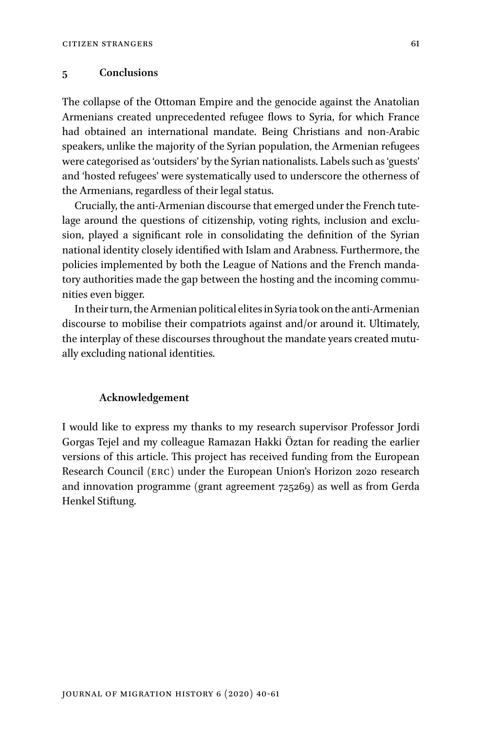## 5 Conclusions

The collapse of the Ottoman Empire and the genocide against the Anatolian Armenians created unprecedented refugee flows to Syria, for which France had obtained an international mandate. Being Christians and non-Arabic speakers, unlike the majority of the Syrian population, the Armenian refugees were categorised as 'outsiders' by the Syrian nationalists. Labels such as 'guests' and 'hosted refugees' were systematically used to underscore the otherness of the Armenians, regardless of their legal status.

Crucially, the anti-Armenian discourse that emerged under the French tutelage around the questions of citizenship, voting rights, inclusion and exclusion, played a significant role in consolidating the definition of the Syrian national identity closely identified with Islam and Arabness. Furthermore, the policies implemented by both the League of Nations and the French mandatory authorities made the gap between the hosting and the incoming communities even bigger.

In their turn, the Armenian political elites in Syria took on the anti-Armenian discourse to mobilise their compatriots against and/or around it. Ultimately, the interplay of these discourses throughout the mandate years created mutually excluding national identities.

### Acknowledgement

I would like to express my thanks to my research supervisor Professor Jordi Gorgas Tejel and my colleague Ramazan Hakki Öztan for reading the earlier versions of this article. This project has received funding from the European Research Council (ERC) under the European Union's Horizon 2020 research and innovation programme (grant agreement 725269) as well as from Gerda Henkel Stiftung.